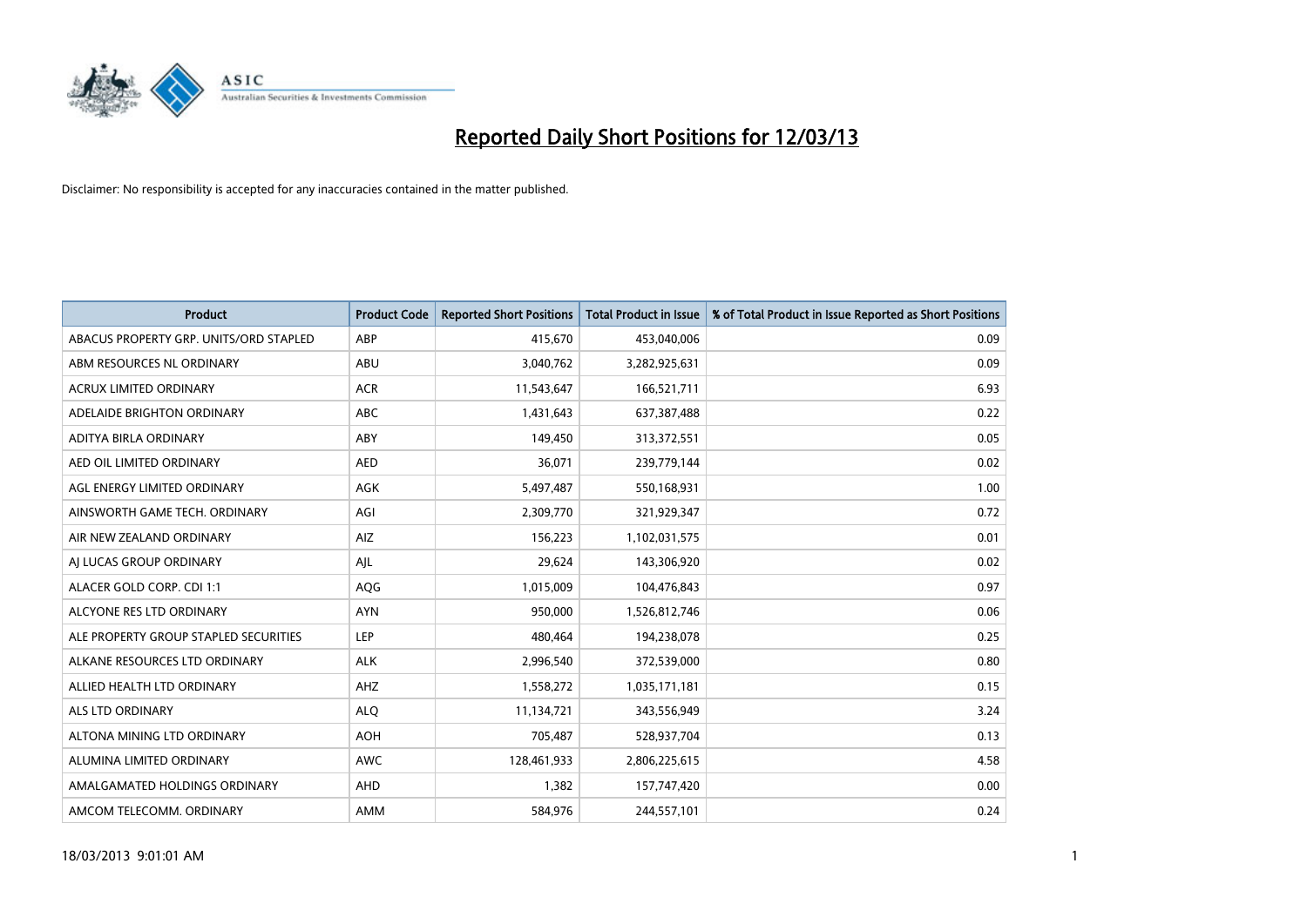# Reported Daily Short Positions for 12/03/13

Disclaimer: No responsibility is accepted for any inaccuracies contained in the matter published.

| Product | Product Code | Reported Short Positions | Total Product in Issue | % of Total Product in Issue Reported as Short Positions |
|---|---|---|---|---|
| ABACUS PROPERTY GRP. UNITS/ORD STAPLED | ABP | 415,670 | 453,040,006 | 0.09 |
| ABM RESOURCES NL ORDINARY | ABU | 3,040,762 | 3,282,925,631 | 0.09 |
| ACRUX LIMITED ORDINARY | ACR | 11,543,647 | 166,521,711 | 6.93 |
| ADELAIDE BRIGHTON ORDINARY | ABC | 1,431,643 | 637,387,488 | 0.22 |
| ADITYA BIRLA ORDINARY | ABY | 149,450 | 313,372,551 | 0.05 |
| AED OIL LIMITED ORDINARY | AED | 36,071 | 239,779,144 | 0.02 |
| AGL ENERGY LIMITED ORDINARY | AGK | 5,497,487 | 550,168,931 | 1.00 |
| AINSWORTH GAME TECH. ORDINARY | AGI | 2,309,770 | 321,929,347 | 0.72 |
| AIR NEW ZEALAND ORDINARY | AIZ | 156,223 | 1,102,031,575 | 0.01 |
| AJ LUCAS GROUP ORDINARY | AJL | 29,624 | 143,306,920 | 0.02 |
| ALACER GOLD CORP. CDI 1:1 | AQG | 1,015,009 | 104,476,843 | 0.97 |
| ALCYONE RES LTD ORDINARY | AYN | 950,000 | 1,526,812,746 | 0.06 |
| ALE PROPERTY GROUP STAPLED SECURITIES | LEP | 480,464 | 194,238,078 | 0.25 |
| ALKANE RESOURCES LTD ORDINARY | ALK | 2,996,540 | 372,539,000 | 0.80 |
| ALLIED HEALTH LTD ORDINARY | AHZ | 1,558,272 | 1,035,171,181 | 0.15 |
| ALS LTD ORDINARY | ALQ | 11,134,721 | 343,556,949 | 3.24 |
| ALTONA MINING LTD ORDINARY | AOH | 705,487 | 528,937,704 | 0.13 |
| ALUMINA LIMITED ORDINARY | AWC | 128,461,933 | 2,806,225,615 | 4.58 |
| AMALGAMATED HOLDINGS ORDINARY | AHD | 1,382 | 157,747,420 | 0.00 |
| AMCOM TELECOMM. ORDINARY | AMM | 584,976 | 244,557,101 | 0.24 |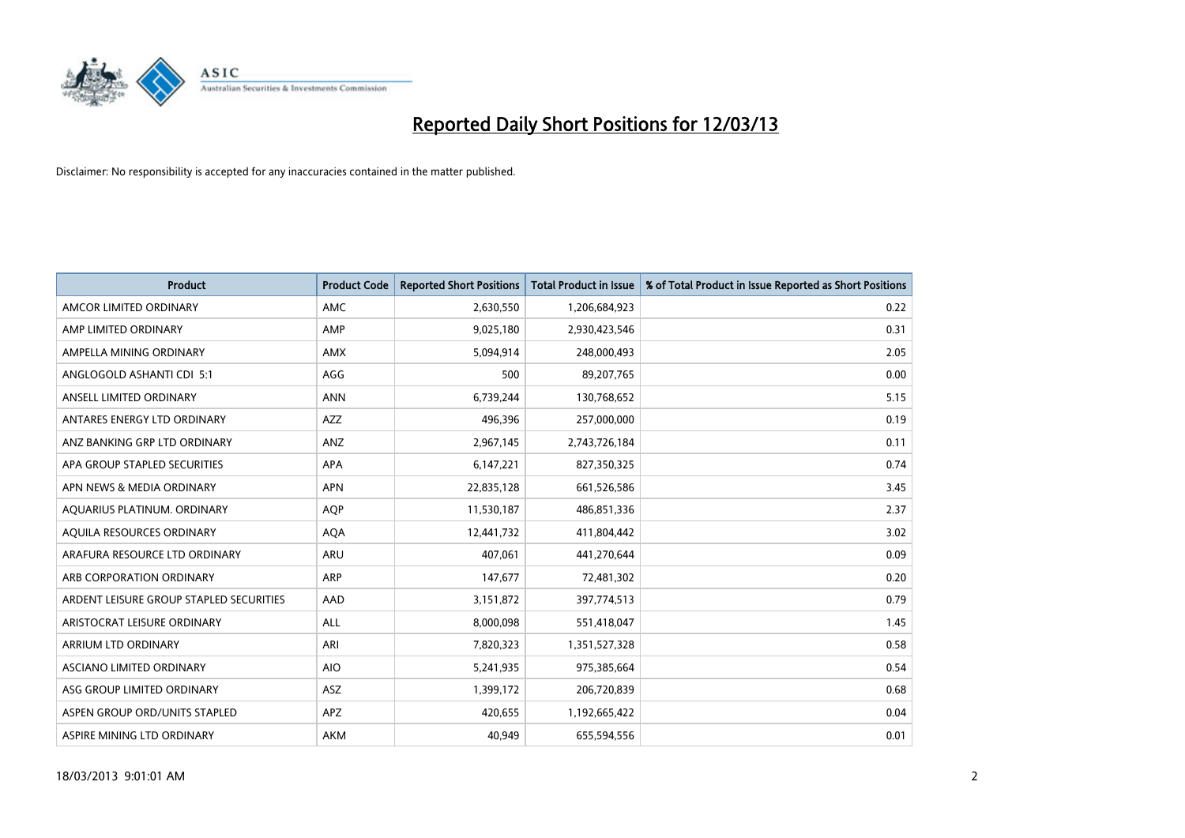# Reported Daily Short Positions for 12/03/13

Disclaimer: No responsibility is accepted for any inaccuracies contained in the matter published.

| Product | Product Code | Reported Short Positions | Total Product in Issue | % of Total Product in Issue Reported as Short Positions |
|---|---|---|---|---|
| AMCOR LIMITED ORDINARY | AMC | 2,630,550 | 1,206,684,923 | 0.22 |
| AMP LIMITED ORDINARY | AMP | 9,025,180 | 2,930,423,546 | 0.31 |
| AMPELLA MINING ORDINARY | AMX | 5,094,914 | 248,000,493 | 2.05 |
| ANGLOGOLD ASHANTI CDI 5:1 | AGG | 500 | 89,207,765 | 0.00 |
| ANSELL LIMITED ORDINARY | ANN | 6,739,244 | 130,768,652 | 5.15 |
| ANTARES ENERGY LTD ORDINARY | AZZ | 496,396 | 257,000,000 | 0.19 |
| ANZ BANKING GRP LTD ORDINARY | ANZ | 2,967,145 | 2,743,726,184 | 0.11 |
| APA GROUP STAPLED SECURITIES | APA | 6,147,221 | 827,350,325 | 0.74 |
| APN NEWS & MEDIA ORDINARY | APN | 22,835,128 | 661,526,586 | 3.45 |
| AQUARIUS PLATINUM. ORDINARY | AQP | 11,530,187 | 486,851,336 | 2.37 |
| AQUILA RESOURCES ORDINARY | AQA | 12,441,732 | 411,804,442 | 3.02 |
| ARAFURA RESOURCE LTD ORDINARY | ARU | 407,061 | 441,270,644 | 0.09 |
| ARB CORPORATION ORDINARY | ARP | 147,677 | 72,481,302 | 0.20 |
| ARDENT LEISURE GROUP STAPLED SECURITIES | AAD | 3,151,872 | 397,774,513 | 0.79 |
| ARISTOCRAT LEISURE ORDINARY | ALL | 8,000,098 | 551,418,047 | 1.45 |
| ARRIUM LTD ORDINARY | ARI | 7,820,323 | 1,351,527,328 | 0.58 |
| ASCIANO LIMITED ORDINARY | AIO | 5,241,935 | 975,385,664 | 0.54 |
| ASG GROUP LIMITED ORDINARY | ASZ | 1,399,172 | 206,720,839 | 0.68 |
| ASPEN GROUP ORD/UNITS STAPLED | APZ | 420,655 | 1,192,665,422 | 0.04 |
| ASPIRE MINING LTD ORDINARY | AKM | 40,949 | 655,594,556 | 0.01 |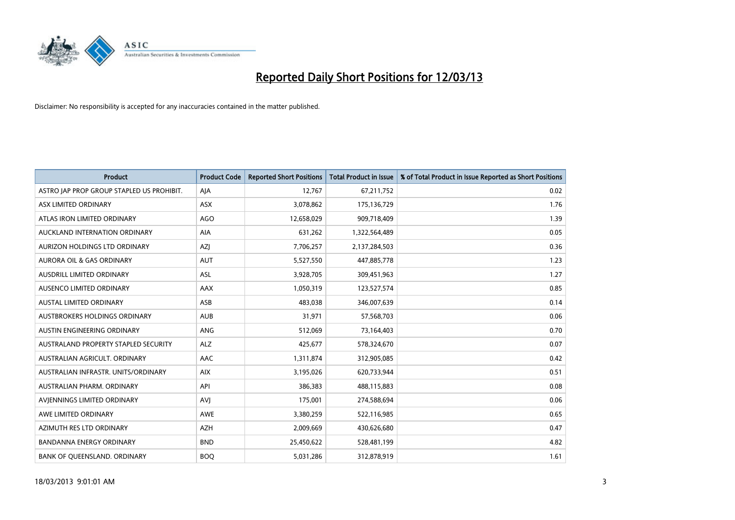# Reported Daily Short Positions for 12/03/13

Disclaimer: No responsibility is accepted for any inaccuracies contained in the matter published.

| Product | Product Code | Reported Short Positions | Total Product in Issue | % of Total Product in Issue Reported as Short Positions |
|---|---|---|---|---|
| ASTRO JAP PROP GROUP STAPLED US PROHIBIT. | AJA | 12,767 | 67,211,752 | 0.02 |
| ASX LIMITED ORDINARY | ASX | 3,078,862 | 175,136,729 | 1.76 |
| ATLAS IRON LIMITED ORDINARY | AGO | 12,658,029 | 909,718,409 | 1.39 |
| AUCKLAND INTERNATION ORDINARY | AIA | 631,262 | 1,322,564,489 | 0.05 |
| AURIZON HOLDINGS LTD ORDINARY | AZJ | 7,706,257 | 2,137,284,503 | 0.36 |
| AURORA OIL & GAS ORDINARY | AUT | 5,527,550 | 447,885,778 | 1.23 |
| AUSDRILL LIMITED ORDINARY | ASL | 3,928,705 | 309,451,963 | 1.27 |
| AUSENCO LIMITED ORDINARY | AAX | 1,050,319 | 123,527,574 | 0.85 |
| AUSTAL LIMITED ORDINARY | ASB | 483,038 | 346,007,639 | 0.14 |
| AUSTBROKERS HOLDINGS ORDINARY | AUB | 31,971 | 57,568,703 | 0.06 |
| AUSTIN ENGINEERING ORDINARY | ANG | 512,069 | 73,164,403 | 0.70 |
| AUSTRALAND PROPERTY STAPLED SECURITY | ALZ | 425,677 | 578,324,670 | 0.07 |
| AUSTRALIAN AGRICULT. ORDINARY | AAC | 1,311,874 | 312,905,085 | 0.42 |
| AUSTRALIAN INFRASTR. UNITS/ORDINARY | AIX | 3,195,026 | 620,733,944 | 0.51 |
| AUSTRALIAN PHARM. ORDINARY | API | 386,383 | 488,115,883 | 0.08 |
| AVJENNINGS LIMITED ORDINARY | AVJ | 175,001 | 274,588,694 | 0.06 |
| AWE LIMITED ORDINARY | AWE | 3,380,259 | 522,116,985 | 0.65 |
| AZIMUTH RES LTD ORDINARY | AZH | 2,009,669 | 430,626,680 | 0.47 |
| BANDANNA ENERGY ORDINARY | BND | 25,450,622 | 528,481,199 | 4.82 |
| BANK OF QUEENSLAND. ORDINARY | BOQ | 5,031,286 | 312,878,919 | 1.61 |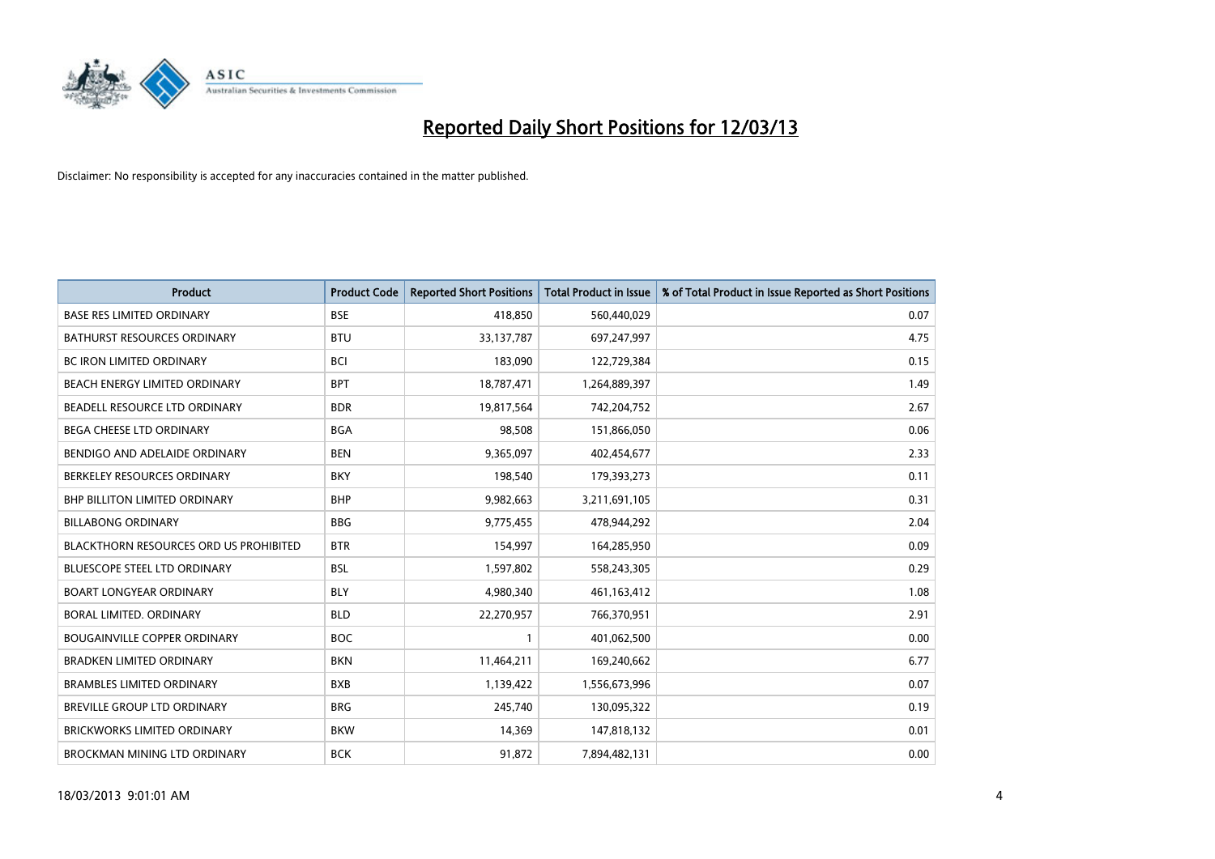# Reported Daily Short Positions for 12/03/13

Disclaimer: No responsibility is accepted for any inaccuracies contained in the matter published.

| Product | Product Code | Reported Short Positions | Total Product in Issue | % of Total Product in Issue Reported as Short Positions |
|---|---|---|---|---|
| BASE RES LIMITED ORDINARY | BSE | 418,850 | 560,440,029 | 0.07 |
| BATHURST RESOURCES ORDINARY | BTU | 33,137,787 | 697,247,997 | 4.75 |
| BC IRON LIMITED ORDINARY | BCI | 183,090 | 122,729,384 | 0.15 |
| BEACH ENERGY LIMITED ORDINARY | BPT | 18,787,471 | 1,264,889,397 | 1.49 |
| BEADELL RESOURCE LTD ORDINARY | BDR | 19,817,564 | 742,204,752 | 2.67 |
| BEGA CHEESE LTD ORDINARY | BGA | 98,508 | 151,866,050 | 0.06 |
| BENDIGO AND ADELAIDE ORDINARY | BEN | 9,365,097 | 402,454,677 | 2.33 |
| BERKELEY RESOURCES ORDINARY | BKY | 198,540 | 179,393,273 | 0.11 |
| BHP BILLITON LIMITED ORDINARY | BHP | 9,982,663 | 3,211,691,105 | 0.31 |
| BILLABONG ORDINARY | BBG | 9,775,455 | 478,944,292 | 2.04 |
| BLACKTHORN RESOURCES ORD US PROHIBITED | BTR | 154,997 | 164,285,950 | 0.09 |
| BLUESCOPE STEEL LTD ORDINARY | BSL | 1,597,802 | 558,243,305 | 0.29 |
| BOART LONGYEAR ORDINARY | BLY | 4,980,340 | 461,163,412 | 1.08 |
| BORAL LIMITED. ORDINARY | BLD | 22,270,957 | 766,370,951 | 2.91 |
| BOUGAINVILLE COPPER ORDINARY | BOC | 1 | 401,062,500 | 0.00 |
| BRADKEN LIMITED ORDINARY | BKN | 11,464,211 | 169,240,662 | 6.77 |
| BRAMBLES LIMITED ORDINARY | BXB | 1,139,422 | 1,556,673,996 | 0.07 |
| BREVILLE GROUP LTD ORDINARY | BRG | 245,740 | 130,095,322 | 0.19 |
| BRICKWORKS LIMITED ORDINARY | BKW | 14,369 | 147,818,132 | 0.01 |
| BROCKMAN MINING LTD ORDINARY | BCK | 91,872 | 7,894,482,131 | 0.00 |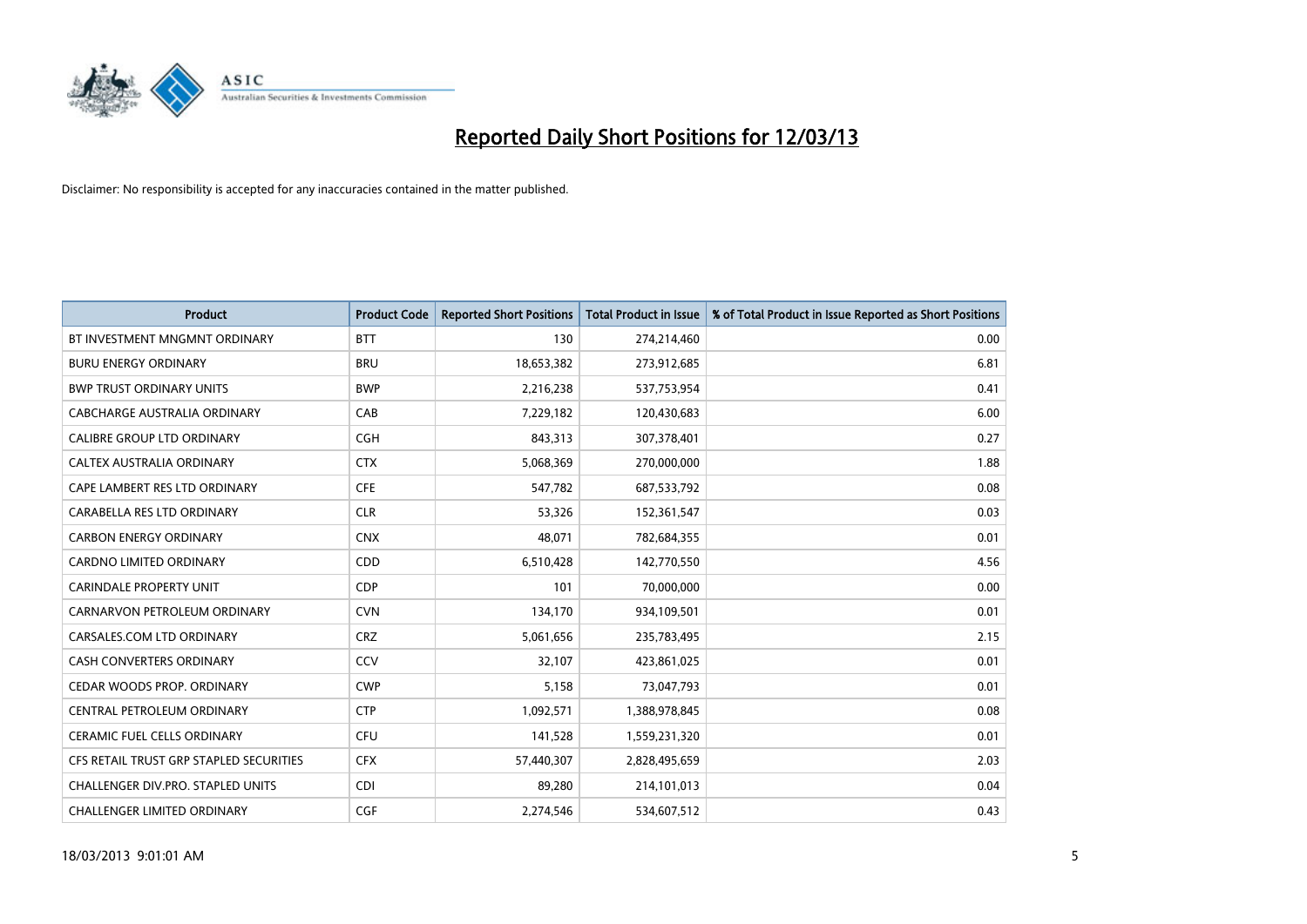# Reported Daily Short Positions for 12/03/13

Disclaimer: No responsibility is accepted for any inaccuracies contained in the matter published.

| Product | Product Code | Reported Short Positions | Total Product in Issue | % of Total Product in Issue Reported as Short Positions |
|---|---|---|---|---|
| BT INVESTMENT MNGMNT ORDINARY | BTT | 130 | 274,214,460 | 0.00 |
| BURU ENERGY ORDINARY | BRU | 18,653,382 | 273,912,685 | 6.81 |
| BWP TRUST ORDINARY UNITS | BWP | 2,216,238 | 537,753,954 | 0.41 |
| CABCHARGE AUSTRALIA ORDINARY | CAB | 7,229,182 | 120,430,683 | 6.00 |
| CALIBRE GROUP LTD ORDINARY | CGH | 843,313 | 307,378,401 | 0.27 |
| CALTEX AUSTRALIA ORDINARY | CTX | 5,068,369 | 270,000,000 | 1.88 |
| CAPE LAMBERT RES LTD ORDINARY | CFE | 547,782 | 687,533,792 | 0.08 |
| CARABELLA RES LTD ORDINARY | CLR | 53,326 | 152,361,547 | 0.03 |
| CARBON ENERGY ORDINARY | CNX | 48,071 | 782,684,355 | 0.01 |
| CARDNO LIMITED ORDINARY | CDD | 6,510,428 | 142,770,550 | 4.56 |
| CARINDALE PROPERTY UNIT | CDP | 101 | 70,000,000 | 0.00 |
| CARNARVON PETROLEUM ORDINARY | CVN | 134,170 | 934,109,501 | 0.01 |
| CARSALES.COM LTD ORDINARY | CRZ | 5,061,656 | 235,783,495 | 2.15 |
| CASH CONVERTERS ORDINARY | CCV | 32,107 | 423,861,025 | 0.01 |
| CEDAR WOODS PROP. ORDINARY | CWP | 5,158 | 73,047,793 | 0.01 |
| CENTRAL PETROLEUM ORDINARY | CTP | 1,092,571 | 1,388,978,845 | 0.08 |
| CERAMIC FUEL CELLS ORDINARY | CFU | 141,528 | 1,559,231,320 | 0.01 |
| CFS RETAIL TRUST GRP STAPLED SECURITIES | CFX | 57,440,307 | 2,828,495,659 | 2.03 |
| CHALLENGER DIV.PRO. STAPLED UNITS | CDI | 89,280 | 214,101,013 | 0.04 |
| CHALLENGER LIMITED ORDINARY | CGF | 2,274,546 | 534,607,512 | 0.43 |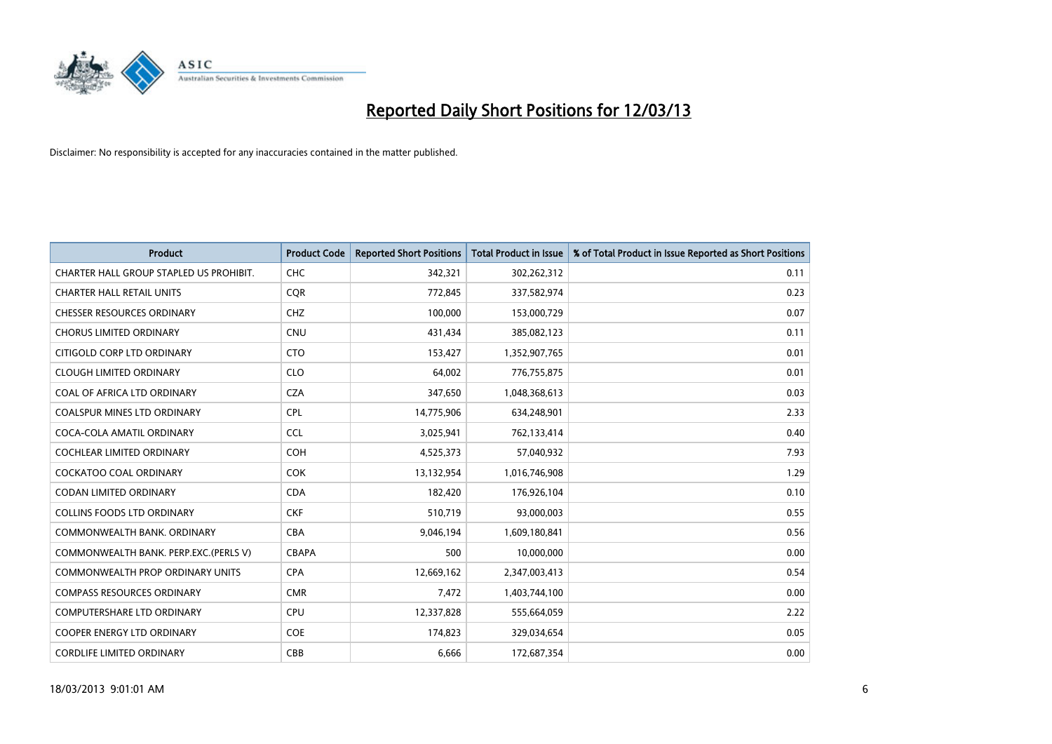# Reported Daily Short Positions for 12/03/13

Disclaimer: No responsibility is accepted for any inaccuracies contained in the matter published.

| Product | Product Code | Reported Short Positions | Total Product in Issue | % of Total Product in Issue Reported as Short Positions |
|---|---|---|---|---|
| CHARTER HALL GROUP STAPLED US PROHIBIT. | CHC | 342,321 | 302,262,312 | 0.11 |
| CHARTER HALL RETAIL UNITS | CQR | 772,845 | 337,582,974 | 0.23 |
| CHESSER RESOURCES ORDINARY | CHZ | 100,000 | 153,000,729 | 0.07 |
| CHORUS LIMITED ORDINARY | CNU | 431,434 | 385,082,123 | 0.11 |
| CITIGOLD CORP LTD ORDINARY | CTO | 153,427 | 1,352,907,765 | 0.01 |
| CLOUGH LIMITED ORDINARY | CLO | 64,002 | 776,755,875 | 0.01 |
| COAL OF AFRICA LTD ORDINARY | CZA | 347,650 | 1,048,368,613 | 0.03 |
| COALSPUR MINES LTD ORDINARY | CPL | 14,775,906 | 634,248,901 | 2.33 |
| COCA-COLA AMATIL ORDINARY | CCL | 3,025,941 | 762,133,414 | 0.40 |
| COCHLEAR LIMITED ORDINARY | COH | 4,525,373 | 57,040,932 | 7.93 |
| COCKATOO COAL ORDINARY | COK | 13,132,954 | 1,016,746,908 | 1.29 |
| CODAN LIMITED ORDINARY | CDA | 182,420 | 176,926,104 | 0.10 |
| COLLINS FOODS LTD ORDINARY | CKF | 510,719 | 93,000,003 | 0.55 |
| COMMONWEALTH BANK. ORDINARY | CBA | 9,046,194 | 1,609,180,841 | 0.56 |
| COMMONWEALTH BANK. PERP.EXC.(PERLS V) | CBAPA | 500 | 10,000,000 | 0.00 |
| COMMONWEALTH PROP ORDINARY UNITS | CPA | 12,669,162 | 2,347,003,413 | 0.54 |
| COMPASS RESOURCES ORDINARY | CMR | 7,472 | 1,403,744,100 | 0.00 |
| COMPUTERSHARE LTD ORDINARY | CPU | 12,337,828 | 555,664,059 | 2.22 |
| COOPER ENERGY LTD ORDINARY | COE | 174,823 | 329,034,654 | 0.05 |
| CORDLIFE LIMITED ORDINARY | CBB | 6,666 | 172,687,354 | 0.00 |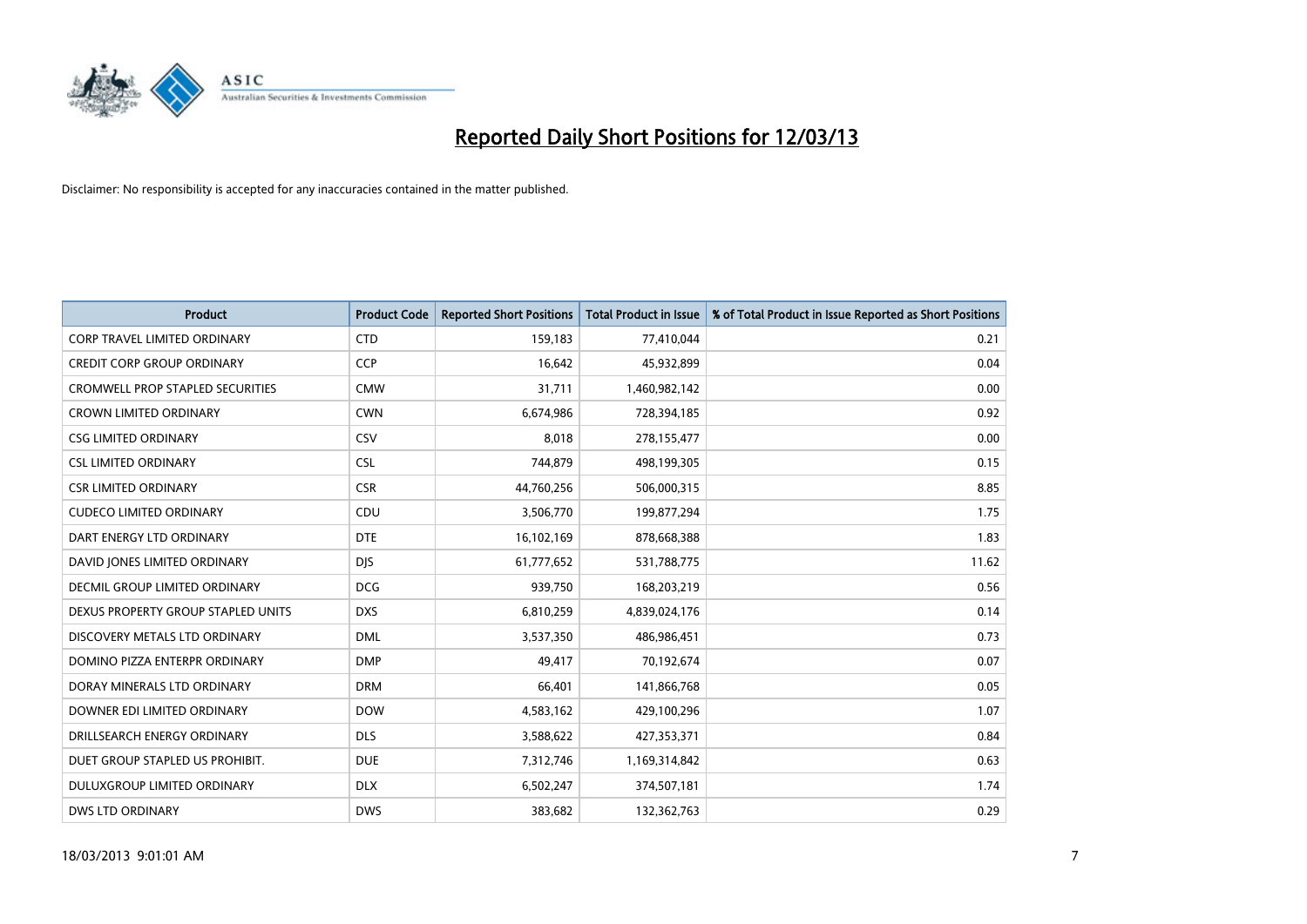# Reported Daily Short Positions for 12/03/13

Disclaimer: No responsibility is accepted for any inaccuracies contained in the matter published.

| Product | Product Code | Reported Short Positions | Total Product in Issue | % of Total Product in Issue Reported as Short Positions |
|---|---|---|---|---|
| CORP TRAVEL LIMITED ORDINARY | CTD | 159,183 | 77,410,044 | 0.21 |
| CREDIT CORP GROUP ORDINARY | CCP | 16,642 | 45,932,899 | 0.04 |
| CROMWELL PROP STAPLED SECURITIES | CMW | 31,711 | 1,460,982,142 | 0.00 |
| CROWN LIMITED ORDINARY | CWN | 6,674,986 | 728,394,185 | 0.92 |
| CSG LIMITED ORDINARY | CSV | 8,018 | 278,155,477 | 0.00 |
| CSL LIMITED ORDINARY | CSL | 744,879 | 498,199,305 | 0.15 |
| CSR LIMITED ORDINARY | CSR | 44,760,256 | 506,000,315 | 8.85 |
| CUDECO LIMITED ORDINARY | CDU | 3,506,770 | 199,877,294 | 1.75 |
| DART ENERGY LTD ORDINARY | DTE | 16,102,169 | 878,668,388 | 1.83 |
| DAVID JONES LIMITED ORDINARY | DJS | 61,777,652 | 531,788,775 | 11.62 |
| DECMIL GROUP LIMITED ORDINARY | DCG | 939,750 | 168,203,219 | 0.56 |
| DEXUS PROPERTY GROUP STAPLED UNITS | DXS | 6,810,259 | 4,839,024,176 | 0.14 |
| DISCOVERY METALS LTD ORDINARY | DML | 3,537,350 | 486,986,451 | 0.73 |
| DOMINO PIZZA ENTERPR ORDINARY | DMP | 49,417 | 70,192,674 | 0.07 |
| DORAY MINERALS LTD ORDINARY | DRM | 66,401 | 141,866,768 | 0.05 |
| DOWNER EDI LIMITED ORDINARY | DOW | 4,583,162 | 429,100,296 | 1.07 |
| DRILLSEARCH ENERGY ORDINARY | DLS | 3,588,622 | 427,353,371 | 0.84 |
| DUET GROUP STAPLED US PROHIBIT. | DUE | 7,312,746 | 1,169,314,842 | 0.63 |
| DULUXGROUP LIMITED ORDINARY | DLX | 6,502,247 | 374,507,181 | 1.74 |
| DWS LTD ORDINARY | DWS | 383,682 | 132,362,763 | 0.29 |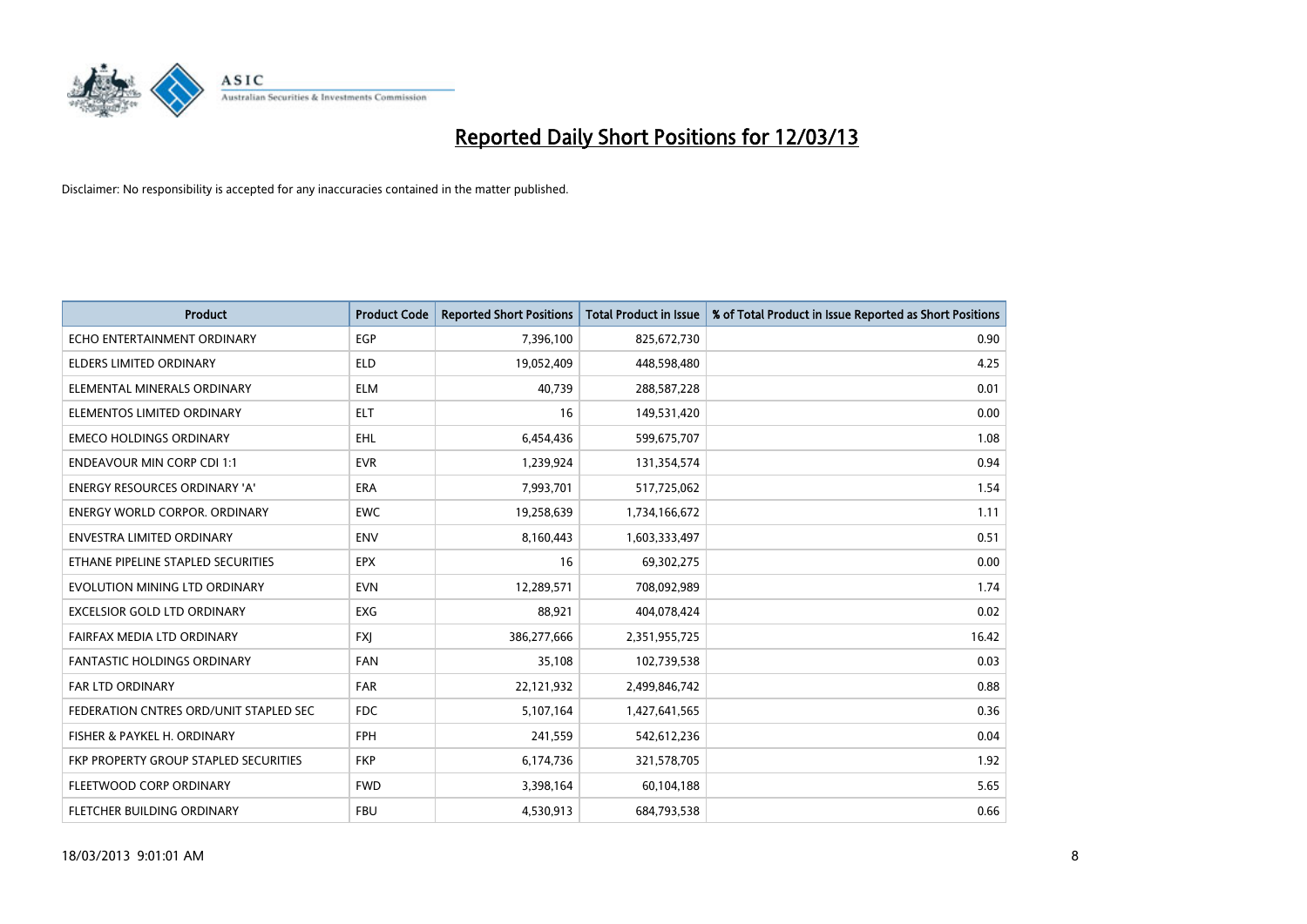# Reported Daily Short Positions for 12/03/13

Disclaimer: No responsibility is accepted for any inaccuracies contained in the matter published.

| Product | Product Code | Reported Short Positions | Total Product in Issue | % of Total Product in Issue Reported as Short Positions |
|---|---|---|---|---|
| ECHO ENTERTAINMENT ORDINARY | EGP | 7,396,100 | 825,672,730 | 0.90 |
| ELDERS LIMITED ORDINARY | ELD | 19,052,409 | 448,598,480 | 4.25 |
| ELEMENTAL MINERALS ORDINARY | ELM | 40,739 | 288,587,228 | 0.01 |
| ELEMENTOS LIMITED ORDINARY | ELT | 16 | 149,531,420 | 0.00 |
| EMECO HOLDINGS ORDINARY | EHL | 6,454,436 | 599,675,707 | 1.08 |
| ENDEAVOUR MIN CORP CDI 1:1 | EVR | 1,239,924 | 131,354,574 | 0.94 |
| ENERGY RESOURCES ORDINARY 'A' | ERA | 7,993,701 | 517,725,062 | 1.54 |
| ENERGY WORLD CORPOR. ORDINARY | EWC | 19,258,639 | 1,734,166,672 | 1.11 |
| ENVESTRA LIMITED ORDINARY | ENV | 8,160,443 | 1,603,333,497 | 0.51 |
| ETHANE PIPELINE STAPLED SECURITIES | EPX | 16 | 69,302,275 | 0.00 |
| EVOLUTION MINING LTD ORDINARY | EVN | 12,289,571 | 708,092,989 | 1.74 |
| EXCELSIOR GOLD LTD ORDINARY | EXG | 88,921 | 404,078,424 | 0.02 |
| FAIRFAX MEDIA LTD ORDINARY | FXJ | 386,277,666 | 2,351,955,725 | 16.42 |
| FANTASTIC HOLDINGS ORDINARY | FAN | 35,108 | 102,739,538 | 0.03 |
| FAR LTD ORDINARY | FAR | 22,121,932 | 2,499,846,742 | 0.88 |
| FEDERATION CNTRES ORD/UNIT STAPLED SEC | FDC | 5,107,164 | 1,427,641,565 | 0.36 |
| FISHER & PAYKEL H. ORDINARY | FPH | 241,559 | 542,612,236 | 0.04 |
| FKP PROPERTY GROUP STAPLED SECURITIES | FKP | 6,174,736 | 321,578,705 | 1.92 |
| FLEETWOOD CORP ORDINARY | FWD | 3,398,164 | 60,104,188 | 5.65 |
| FLETCHER BUILDING ORDINARY | FBU | 4,530,913 | 684,793,538 | 0.66 |

18/03/2013 9:01:01 AM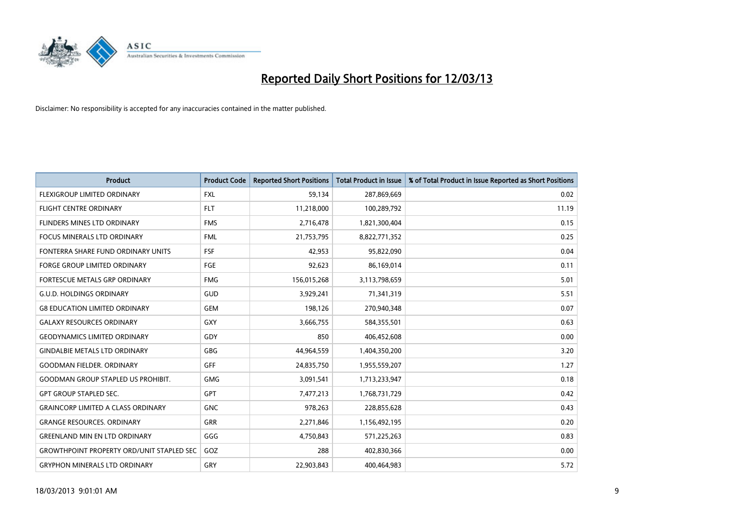# Reported Daily Short Positions for 12/03/13

Disclaimer: No responsibility is accepted for any inaccuracies contained in the matter published.

| Product | Product Code | Reported Short Positions | Total Product in Issue | % of Total Product in Issue Reported as Short Positions |
|---|---|---|---|---|
| FLEXIGROUP LIMITED ORDINARY | FXL | 59,134 | 287,869,669 | 0.02 |
| FLIGHT CENTRE ORDINARY | FLT | 11,218,000 | 100,289,792 | 11.19 |
| FLINDERS MINES LTD ORDINARY | FMS | 2,716,478 | 1,821,300,404 | 0.15 |
| FOCUS MINERALS LTD ORDINARY | FML | 21,753,795 | 8,822,771,352 | 0.25 |
| FONTERRA SHARE FUND ORDINARY UNITS | FSF | 42,953 | 95,822,090 | 0.04 |
| FORGE GROUP LIMITED ORDINARY | FGE | 92,623 | 86,169,014 | 0.11 |
| FORTESCUE METALS GRP ORDINARY | FMG | 156,015,268 | 3,113,798,659 | 5.01 |
| G.U.D. HOLDINGS ORDINARY | GUD | 3,929,241 | 71,341,319 | 5.51 |
| G8 EDUCATION LIMITED ORDINARY | GEM | 198,126 | 270,940,348 | 0.07 |
| GALAXY RESOURCES ORDINARY | GXY | 3,666,755 | 584,355,501 | 0.63 |
| GEODYNAMICS LIMITED ORDINARY | GDY | 850 | 406,452,608 | 0.00 |
| GINDALBIE METALS LTD ORDINARY | GBG | 44,964,559 | 1,404,350,200 | 3.20 |
| GOODMAN FIELDER. ORDINARY | GFF | 24,835,750 | 1,955,559,207 | 1.27 |
| GOODMAN GROUP STAPLED US PROHIBIT. | GMG | 3,091,541 | 1,713,233,947 | 0.18 |
| GPT GROUP STAPLED SEC. | GPT | 7,477,213 | 1,768,731,729 | 0.42 |
| GRAINCORP LIMITED A CLASS ORDINARY | GNC | 978,263 | 228,855,628 | 0.43 |
| GRANGE RESOURCES. ORDINARY | GRR | 2,271,846 | 1,156,492,195 | 0.20 |
| GREENLAND MIN EN LTD ORDINARY | GGG | 4,750,843 | 571,225,263 | 0.83 |
| GROWTHPOINT PROPERTY ORD/UNIT STAPLED SEC | GOZ | 288 | 402,830,366 | 0.00 |
| GRYPHON MINERALS LTD ORDINARY | GRY | 22,903,843 | 400,464,983 | 5.72 |

18/03/2013 9:01:01 AM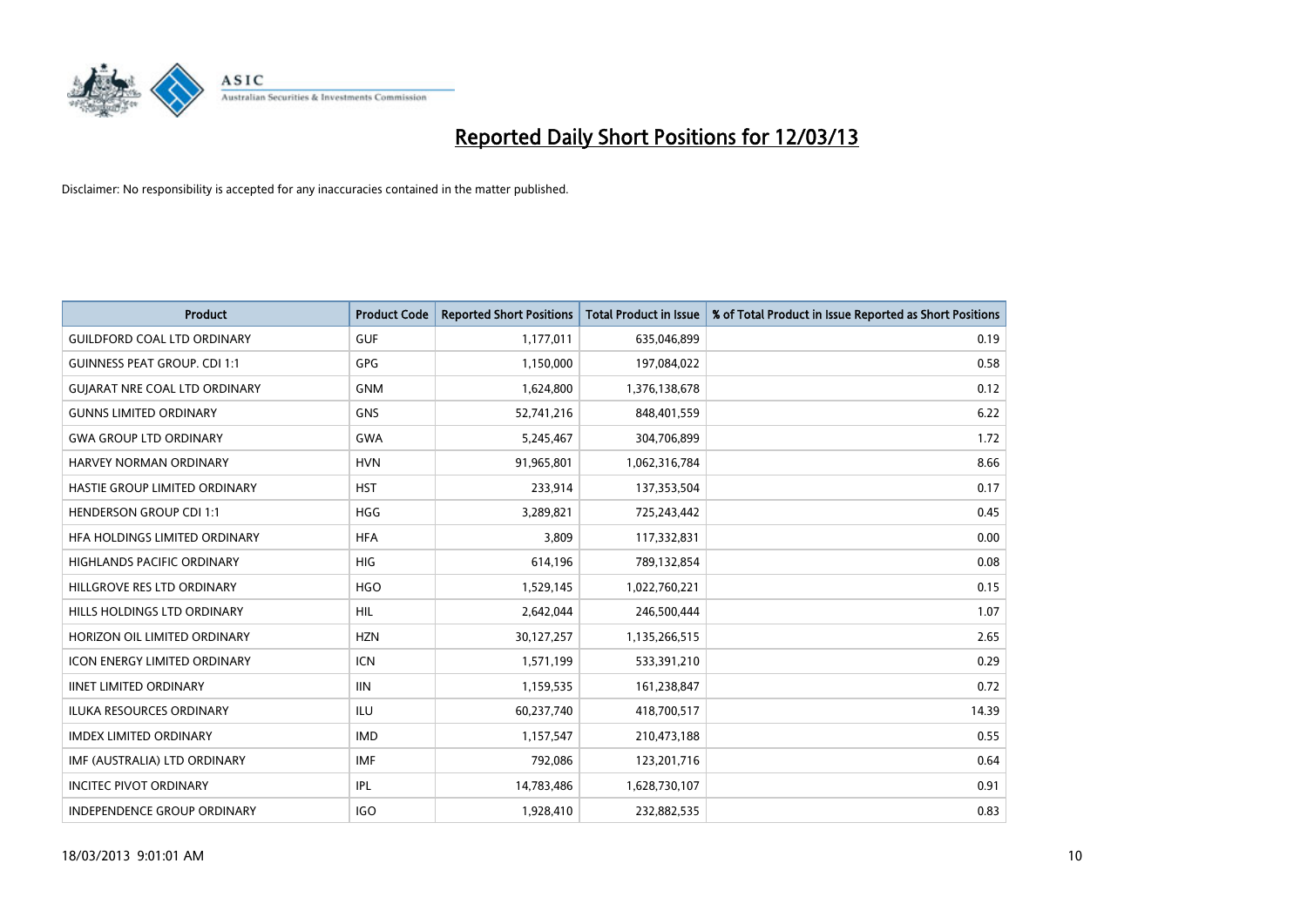# Reported Daily Short Positions for 12/03/13

Disclaimer: No responsibility is accepted for any inaccuracies contained in the matter published.

| Product | Product Code | Reported Short Positions | Total Product in Issue | % of Total Product in Issue Reported as Short Positions |
|---|---|---|---|---|
| GUILDFORD COAL LTD ORDINARY | GUF | 1,177,011 | 635,046,899 | 0.19 |
| GUINNESS PEAT GROUP. CDI 1:1 | GPG | 1,150,000 | 197,084,022 | 0.58 |
| GUJARAT NRE COAL LTD ORDINARY | GNM | 1,624,800 | 1,376,138,678 | 0.12 |
| GUNNS LIMITED ORDINARY | GNS | 52,741,216 | 848,401,559 | 6.22 |
| GWA GROUP LTD ORDINARY | GWA | 5,245,467 | 304,706,899 | 1.72 |
| HARVEY NORMAN ORDINARY | HVN | 91,965,801 | 1,062,316,784 | 8.66 |
| HASTIE GROUP LIMITED ORDINARY | HST | 233,914 | 137,353,504 | 0.17 |
| HENDERSON GROUP CDI 1:1 | HGG | 3,289,821 | 725,243,442 | 0.45 |
| HFA HOLDINGS LIMITED ORDINARY | HFA | 3,809 | 117,332,831 | 0.00 |
| HIGHLANDS PACIFIC ORDINARY | HIG | 614,196 | 789,132,854 | 0.08 |
| HILLGROVE RES LTD ORDINARY | HGO | 1,529,145 | 1,022,760,221 | 0.15 |
| HILLS HOLDINGS LTD ORDINARY | HIL | 2,642,044 | 246,500,444 | 1.07 |
| HORIZON OIL LIMITED ORDINARY | HZN | 30,127,257 | 1,135,266,515 | 2.65 |
| ICON ENERGY LIMITED ORDINARY | ICN | 1,571,199 | 533,391,210 | 0.29 |
| IINET LIMITED ORDINARY | IIN | 1,159,535 | 161,238,847 | 0.72 |
| ILUKA RESOURCES ORDINARY | ILU | 60,237,740 | 418,700,517 | 14.39 |
| IMDEX LIMITED ORDINARY | IMD | 1,157,547 | 210,473,188 | 0.55 |
| IMF (AUSTRALIA) LTD ORDINARY | IMF | 792,086 | 123,201,716 | 0.64 |
| INCITEC PIVOT ORDINARY | IPL | 14,783,486 | 1,628,730,107 | 0.91 |
| INDEPENDENCE GROUP ORDINARY | IGO | 1,928,410 | 232,882,535 | 0.83 |

18/03/2013 9:01:01 AM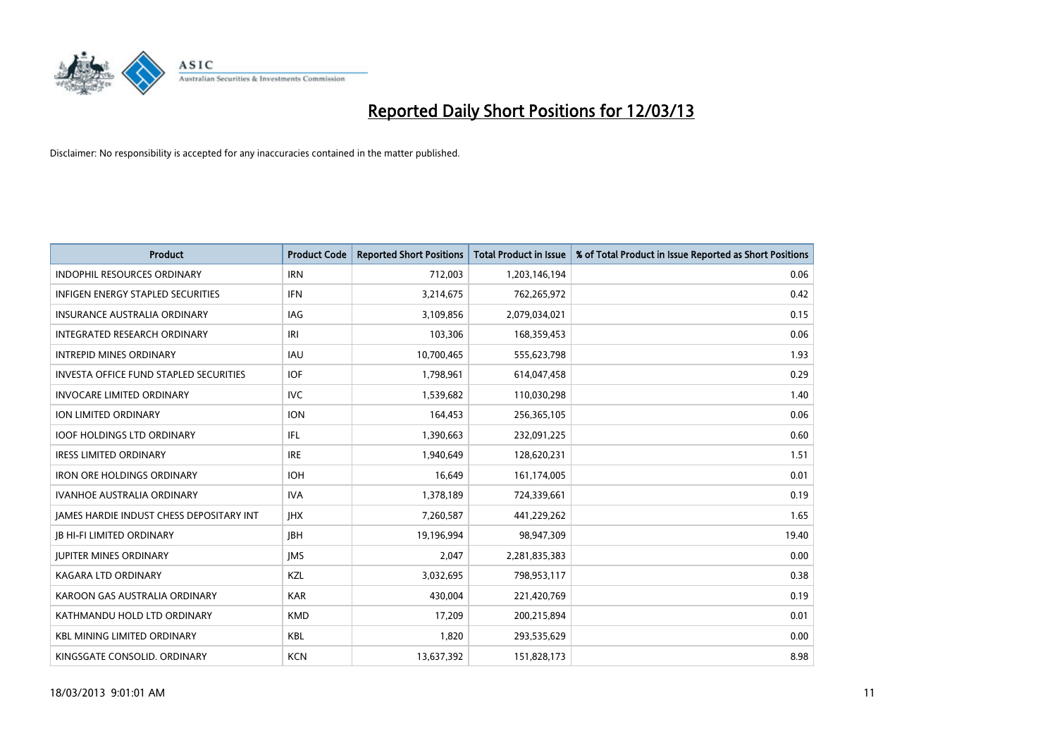# Reported Daily Short Positions for 12/03/13

Disclaimer: No responsibility is accepted for any inaccuracies contained in the matter published.

| Product | Product Code | Reported Short Positions | Total Product in Issue | % of Total Product in Issue Reported as Short Positions |
|---|---|---|---|---|
| INDOPHIL RESOURCES ORDINARY | IRN | 712,003 | 1,203,146,194 | 0.06 |
| INFIGEN ENERGY STAPLED SECURITIES | IFN | 3,214,675 | 762,265,972 | 0.42 |
| INSURANCE AUSTRALIA ORDINARY | IAG | 3,109,856 | 2,079,034,021 | 0.15 |
| INTEGRATED RESEARCH ORDINARY | IRI | 103,306 | 168,359,453 | 0.06 |
| INTREPID MINES ORDINARY | IAU | 10,700,465 | 555,623,798 | 1.93 |
| INVESTA OFFICE FUND STAPLED SECURITIES | IOF | 1,798,961 | 614,047,458 | 0.29 |
| INVOCARE LIMITED ORDINARY | IVC | 1,539,682 | 110,030,298 | 1.40 |
| ION LIMITED ORDINARY | ION | 164,453 | 256,365,105 | 0.06 |
| IOOF HOLDINGS LTD ORDINARY | IFL | 1,390,663 | 232,091,225 | 0.60 |
| IRESS LIMITED ORDINARY | IRE | 1,940,649 | 128,620,231 | 1.51 |
| IRON ORE HOLDINGS ORDINARY | IOH | 16,649 | 161,174,005 | 0.01 |
| IVANHOE AUSTRALIA ORDINARY | IVA | 1,378,189 | 724,339,661 | 0.19 |
| JAMES HARDIE INDUST CHESS DEPOSITARY INT | JHX | 7,260,587 | 441,229,262 | 1.65 |
| JB HI-FI LIMITED ORDINARY | JBH | 19,196,994 | 98,947,309 | 19.40 |
| JUPITER MINES ORDINARY | JMS | 2,047 | 2,281,835,383 | 0.00 |
| KAGARA LTD ORDINARY | KZL | 3,032,695 | 798,953,117 | 0.38 |
| KAROON GAS AUSTRALIA ORDINARY | KAR | 430,004 | 221,420,769 | 0.19 |
| KATHMANDU HOLD LTD ORDINARY | KMD | 17,209 | 200,215,894 | 0.01 |
| KBL MINING LIMITED ORDINARY | KBL | 1,820 | 293,535,629 | 0.00 |
| KINGSGATE CONSOLID. ORDINARY | KCN | 13,637,392 | 151,828,173 | 8.98 |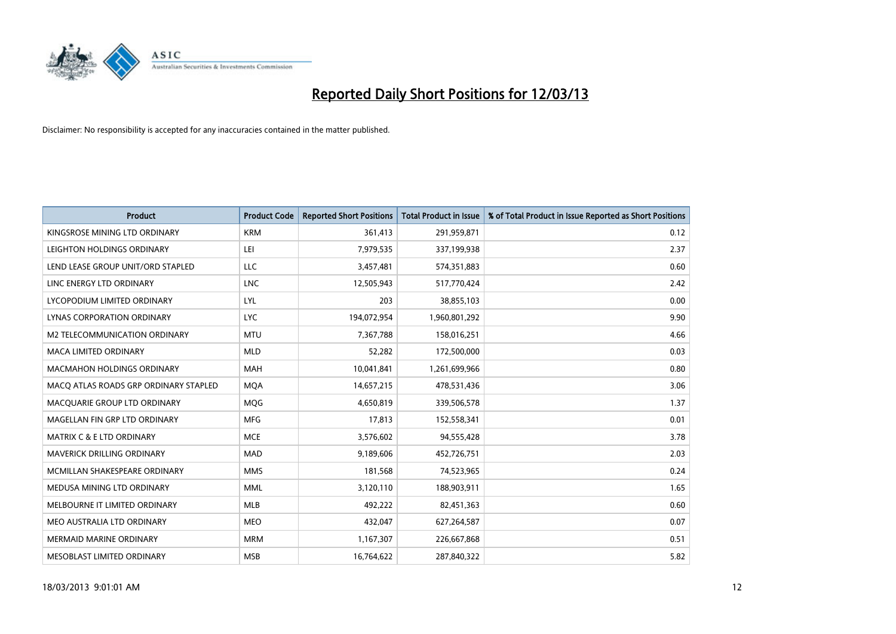# Reported Daily Short Positions for 12/03/13

Disclaimer: No responsibility is accepted for any inaccuracies contained in the matter published.

| Product | Product Code | Reported Short Positions | Total Product in Issue | % of Total Product in Issue Reported as Short Positions |
|---|---|---|---|---|
| KINGSROSE MINING LTD ORDINARY | KRM | 361,413 | 291,959,871 | 0.12 |
| LEIGHTON HOLDINGS ORDINARY | LEI | 7,979,535 | 337,199,938 | 2.37 |
| LEND LEASE GROUP UNIT/ORD STAPLED | LLC | 3,457,481 | 574,351,883 | 0.60 |
| LINC ENERGY LTD ORDINARY | LNC | 12,505,943 | 517,770,424 | 2.42 |
| LYCOPODIUM LIMITED ORDINARY | LYL | 203 | 38,855,103 | 0.00 |
| LYNAS CORPORATION ORDINARY | LYC | 194,072,954 | 1,960,801,292 | 9.90 |
| M2 TELECOMMUNICATION ORDINARY | MTU | 7,367,788 | 158,016,251 | 4.66 |
| MACA LIMITED ORDINARY | MLD | 52,282 | 172,500,000 | 0.03 |
| MACMAHON HOLDINGS ORDINARY | MAH | 10,041,841 | 1,261,699,966 | 0.80 |
| MACQ ATLAS ROADS GRP ORDINARY STAPLED | MQA | 14,657,215 | 478,531,436 | 3.06 |
| MACQUARIE GROUP LTD ORDINARY | MQG | 4,650,819 | 339,506,578 | 1.37 |
| MAGELLAN FIN GRP LTD ORDINARY | MFG | 17,813 | 152,558,341 | 0.01 |
| MATRIX C & E LTD ORDINARY | MCE | 3,576,602 | 94,555,428 | 3.78 |
| MAVERICK DRILLING ORDINARY | MAD | 9,189,606 | 452,726,751 | 2.03 |
| MCMILLAN SHAKESPEARE ORDINARY | MMS | 181,568 | 74,523,965 | 0.24 |
| MEDUSA MINING LTD ORDINARY | MML | 3,120,110 | 188,903,911 | 1.65 |
| MELBOURNE IT LIMITED ORDINARY | MLB | 492,222 | 82,451,363 | 0.60 |
| MEO AUSTRALIA LTD ORDINARY | MEO | 432,047 | 627,264,587 | 0.07 |
| MERMAID MARINE ORDINARY | MRM | 1,167,307 | 226,667,868 | 0.51 |
| MESOBLAST LIMITED ORDINARY | MSB | 16,764,622 | 287,840,322 | 5.82 |

18/03/2013 9:01:01 AM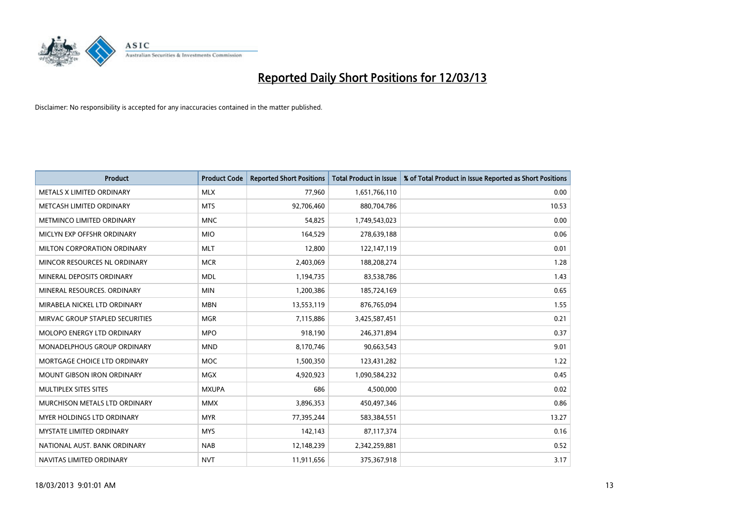# Reported Daily Short Positions for 12/03/13

Disclaimer: No responsibility is accepted for any inaccuracies contained in the matter published.

| Product | Product Code | Reported Short Positions | Total Product in Issue | % of Total Product in Issue Reported as Short Positions |
| --- | --- | --- | --- | --- |
| METALS X LIMITED ORDINARY | MLX | 77,960 | 1,651,766,110 | 0.00 |
| METCASH LIMITED ORDINARY | MTS | 92,706,460 | 880,704,786 | 10.53 |
| METMINCO LIMITED ORDINARY | MNC | 54,825 | 1,749,543,023 | 0.00 |
| MICLYN EXP OFFSHR ORDINARY | MIO | 164,529 | 278,639,188 | 0.06 |
| MILTON CORPORATION ORDINARY | MLT | 12,800 | 122,147,119 | 0.01 |
| MINCOR RESOURCES NL ORDINARY | MCR | 2,403,069 | 188,208,274 | 1.28 |
| MINERAL DEPOSITS ORDINARY | MDL | 1,194,735 | 83,538,786 | 1.43 |
| MINERAL RESOURCES. ORDINARY | MIN | 1,200,386 | 185,724,169 | 0.65 |
| MIRABELA NICKEL LTD ORDINARY | MBN | 13,553,119 | 876,765,094 | 1.55 |
| MIRVAC GROUP STAPLED SECURITIES | MGR | 7,115,886 | 3,425,587,451 | 0.21 |
| MOLOPO ENERGY LTD ORDINARY | MPO | 918,190 | 246,371,894 | 0.37 |
| MONADELPHOUS GROUP ORDINARY | MND | 8,170,746 | 90,663,543 | 9.01 |
| MORTGAGE CHOICE LTD ORDINARY | MOC | 1,500,350 | 123,431,282 | 1.22 |
| MOUNT GIBSON IRON ORDINARY | MGX | 4,920,923 | 1,090,584,232 | 0.45 |
| MULTIPLEX SITES SITES | MXUPA | 686 | 4,500,000 | 0.02 |
| MURCHISON METALS LTD ORDINARY | MMX | 3,896,353 | 450,497,346 | 0.86 |
| MYER HOLDINGS LTD ORDINARY | MYR | 77,395,244 | 583,384,551 | 13.27 |
| MYSTATE LIMITED ORDINARY | MYS | 142,143 | 87,117,374 | 0.16 |
| NATIONAL AUST. BANK ORDINARY | NAB | 12,148,239 | 2,342,259,881 | 0.52 |
| NAVITAS LIMITED ORDINARY | NVT | 11,911,656 | 375,367,918 | 3.17 |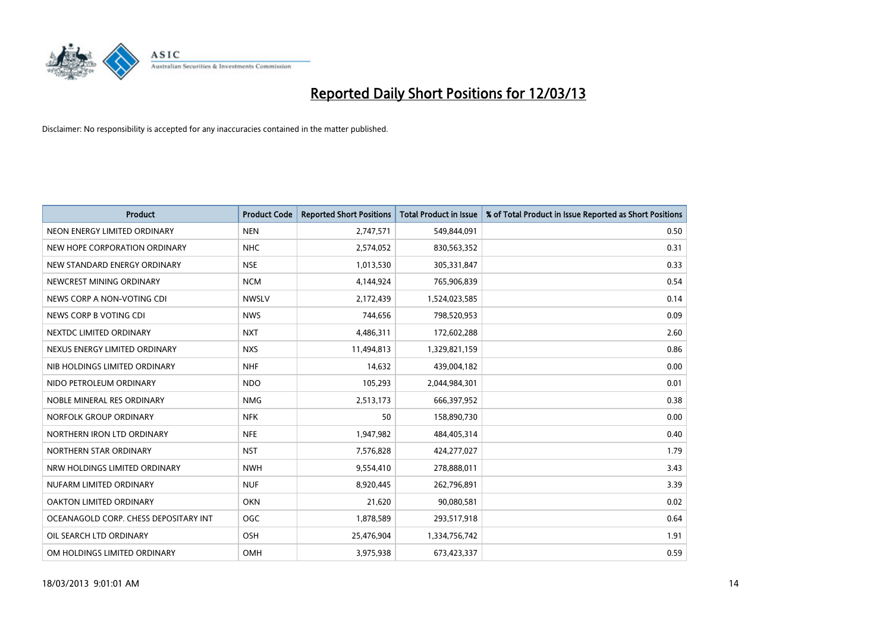# Reported Daily Short Positions for 12/03/13

Disclaimer: No responsibility is accepted for any inaccuracies contained in the matter published.

| Product | Product Code | Reported Short Positions | Total Product in Issue | % of Total Product in Issue Reported as Short Positions |
| --- | --- | --- | --- | --- |
| NEON ENERGY LIMITED ORDINARY | NEN | 2,747,571 | 549,844,091 | 0.50 |
| NEW HOPE CORPORATION ORDINARY | NHC | 2,574,052 | 830,563,352 | 0.31 |
| NEW STANDARD ENERGY ORDINARY | NSE | 1,013,530 | 305,331,847 | 0.33 |
| NEWCREST MINING ORDINARY | NCM | 4,144,924 | 765,906,839 | 0.54 |
| NEWS CORP A NON-VOTING CDI | NWSLV | 2,172,439 | 1,524,023,585 | 0.14 |
| NEWS CORP B VOTING CDI | NWS | 744,656 | 798,520,953 | 0.09 |
| NEXTDC LIMITED ORDINARY | NXT | 4,486,311 | 172,602,288 | 2.60 |
| NEXUS ENERGY LIMITED ORDINARY | NXS | 11,494,813 | 1,329,821,159 | 0.86 |
| NIB HOLDINGS LIMITED ORDINARY | NHF | 14,632 | 439,004,182 | 0.00 |
| NIDO PETROLEUM ORDINARY | NDO | 105,293 | 2,044,984,301 | 0.01 |
| NOBLE MINERAL RES ORDINARY | NMG | 2,513,173 | 666,397,952 | 0.38 |
| NORFOLK GROUP ORDINARY | NFK | 50 | 158,890,730 | 0.00 |
| NORTHERN IRON LTD ORDINARY | NFE | 1,947,982 | 484,405,314 | 0.40 |
| NORTHERN STAR ORDINARY | NST | 7,576,828 | 424,277,027 | 1.79 |
| NRW HOLDINGS LIMITED ORDINARY | NWH | 9,554,410 | 278,888,011 | 3.43 |
| NUFARM LIMITED ORDINARY | NUF | 8,920,445 | 262,796,891 | 3.39 |
| OAKTON LIMITED ORDINARY | OKN | 21,620 | 90,080,581 | 0.02 |
| OCEANAGOLD CORP. CHESS DEPOSITARY INT | OGC | 1,878,589 | 293,517,918 | 0.64 |
| OIL SEARCH LTD ORDINARY | OSH | 25,476,904 | 1,334,756,742 | 1.91 |
| OM HOLDINGS LIMITED ORDINARY | OMH | 3,975,938 | 673,423,337 | 0.59 |

18/03/2013 9:01:01 AM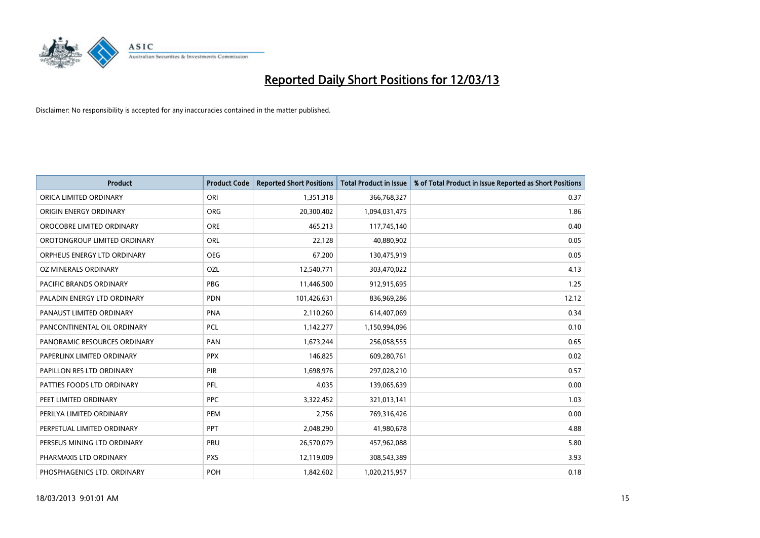# Reported Daily Short Positions for 12/03/13

Disclaimer: No responsibility is accepted for any inaccuracies contained in the matter published.

| Product | Product Code | Reported Short Positions | Total Product in Issue | % of Total Product in Issue Reported as Short Positions |
|---|---|---|---|---|
| ORICA LIMITED ORDINARY | ORI | 1,351,318 | 366,768,327 | 0.37 |
| ORIGIN ENERGY ORDINARY | ORG | 20,300,402 | 1,094,031,475 | 1.86 |
| OROCOBRE LIMITED ORDINARY | ORE | 465,213 | 117,745,140 | 0.40 |
| OROTONGROUP LIMITED ORDINARY | ORL | 22,128 | 40,880,902 | 0.05 |
| ORPHEUS ENERGY LTD ORDINARY | OEG | 67,200 | 130,475,919 | 0.05 |
| OZ MINERALS ORDINARY | OZL | 12,540,771 | 303,470,022 | 4.13 |
| PACIFIC BRANDS ORDINARY | PBG | 11,446,500 | 912,915,695 | 1.25 |
| PALADIN ENERGY LTD ORDINARY | PDN | 101,426,631 | 836,969,286 | 12.12 |
| PANAUST LIMITED ORDINARY | PNA | 2,110,260 | 614,407,069 | 0.34 |
| PANCONTINENTAL OIL ORDINARY | PCL | 1,142,277 | 1,150,994,096 | 0.10 |
| PANORAMIC RESOURCES ORDINARY | PAN | 1,673,244 | 256,058,555 | 0.65 |
| PAPERLINX LIMITED ORDINARY | PPX | 146,825 | 609,280,761 | 0.02 |
| PAPILLON RES LTD ORDINARY | PIR | 1,698,976 | 297,028,210 | 0.57 |
| PATTIES FOODS LTD ORDINARY | PFL | 4,035 | 139,065,639 | 0.00 |
| PEET LIMITED ORDINARY | PPC | 3,322,452 | 321,013,141 | 1.03 |
| PERILYA LIMITED ORDINARY | PEM | 2,756 | 769,316,426 | 0.00 |
| PERPETUAL LIMITED ORDINARY | PPT | 2,048,290 | 41,980,678 | 4.88 |
| PERSEUS MINING LTD ORDINARY | PRU | 26,570,079 | 457,962,088 | 5.80 |
| PHARMAXIS LTD ORDINARY | PXS | 12,119,009 | 308,543,389 | 3.93 |
| PHOSPHAGENICS LTD. ORDINARY | POH | 1,842,602 | 1,020,215,957 | 0.18 |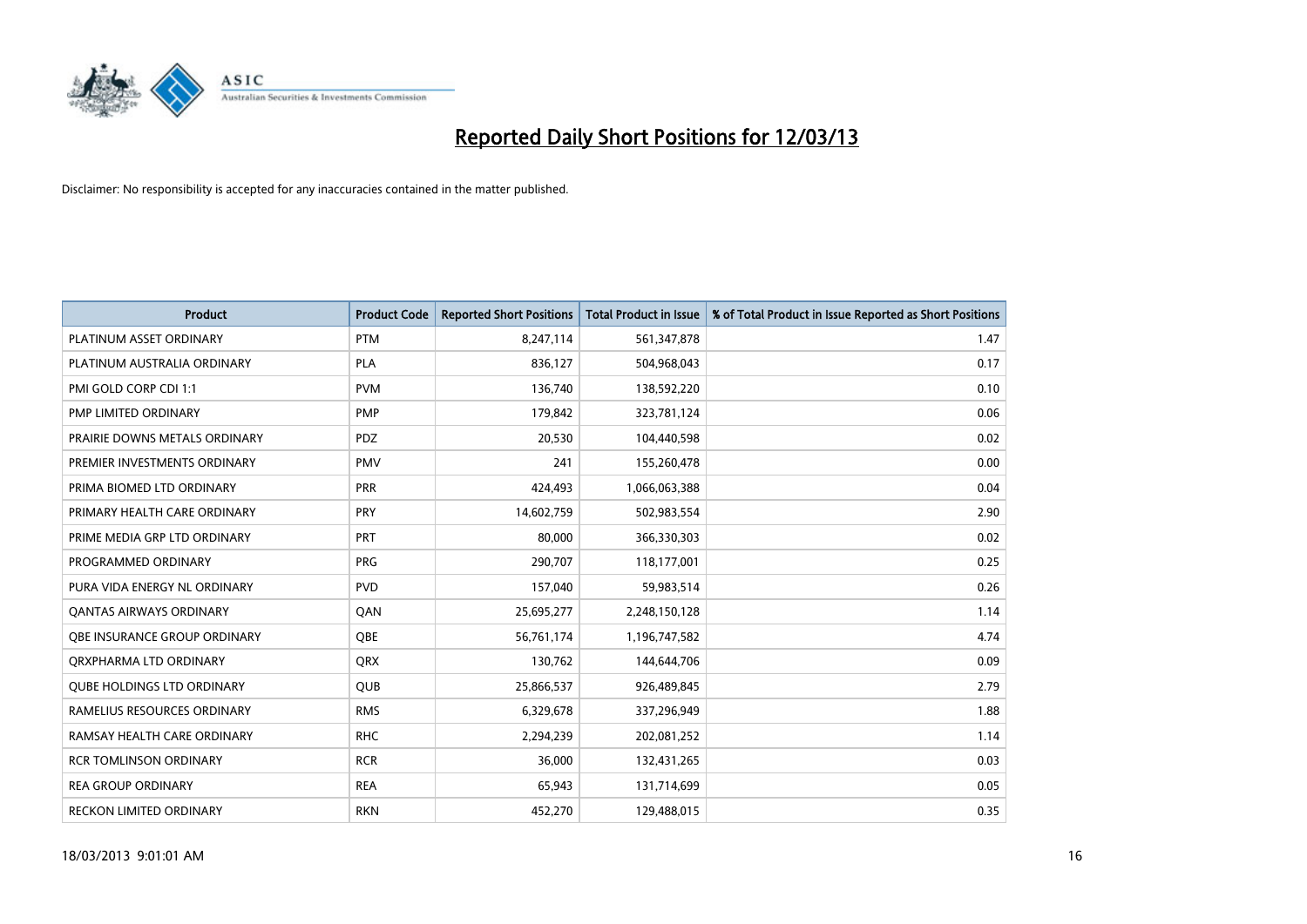# Reported Daily Short Positions for 12/03/13

Disclaimer: No responsibility is accepted for any inaccuracies contained in the matter published.

| Product | Product Code | Reported Short Positions | Total Product in Issue | % of Total Product in Issue Reported as Short Positions |
|---|---|---|---|---|
| PLATINUM ASSET ORDINARY | PTM | 8,247,114 | 561,347,878 | 1.47 |
| PLATINUM AUSTRALIA ORDINARY | PLA | 836,127 | 504,968,043 | 0.17 |
| PMI GOLD CORP CDI 1:1 | PVM | 136,740 | 138,592,220 | 0.10 |
| PMP LIMITED ORDINARY | PMP | 179,842 | 323,781,124 | 0.06 |
| PRAIRIE DOWNS METALS ORDINARY | PDZ | 20,530 | 104,440,598 | 0.02 |
| PREMIER INVESTMENTS ORDINARY | PMV | 241 | 155,260,478 | 0.00 |
| PRIMA BIOMED LTD ORDINARY | PRR | 424,493 | 1,066,063,388 | 0.04 |
| PRIMARY HEALTH CARE ORDINARY | PRY | 14,602,759 | 502,983,554 | 2.90 |
| PRIME MEDIA GRP LTD ORDINARY | PRT | 80,000 | 366,330,303 | 0.02 |
| PROGRAMMED ORDINARY | PRG | 290,707 | 118,177,001 | 0.25 |
| PURA VIDA ENERGY NL ORDINARY | PVD | 157,040 | 59,983,514 | 0.26 |
| QANTAS AIRWAYS ORDINARY | QAN | 25,695,277 | 2,248,150,128 | 1.14 |
| QBE INSURANCE GROUP ORDINARY | QBE | 56,761,174 | 1,196,747,582 | 4.74 |
| QRXPHARMA LTD ORDINARY | QRX | 130,762 | 144,644,706 | 0.09 |
| QUBE HOLDINGS LTD ORDINARY | QUB | 25,866,537 | 926,489,845 | 2.79 |
| RAMELIUS RESOURCES ORDINARY | RMS | 6,329,678 | 337,296,949 | 1.88 |
| RAMSAY HEALTH CARE ORDINARY | RHC | 2,294,239 | 202,081,252 | 1.14 |
| RCR TOMLINSON ORDINARY | RCR | 36,000 | 132,431,265 | 0.03 |
| REA GROUP ORDINARY | REA | 65,943 | 131,714,699 | 0.05 |
| RECKON LIMITED ORDINARY | RKN | 452,270 | 129,488,015 | 0.35 |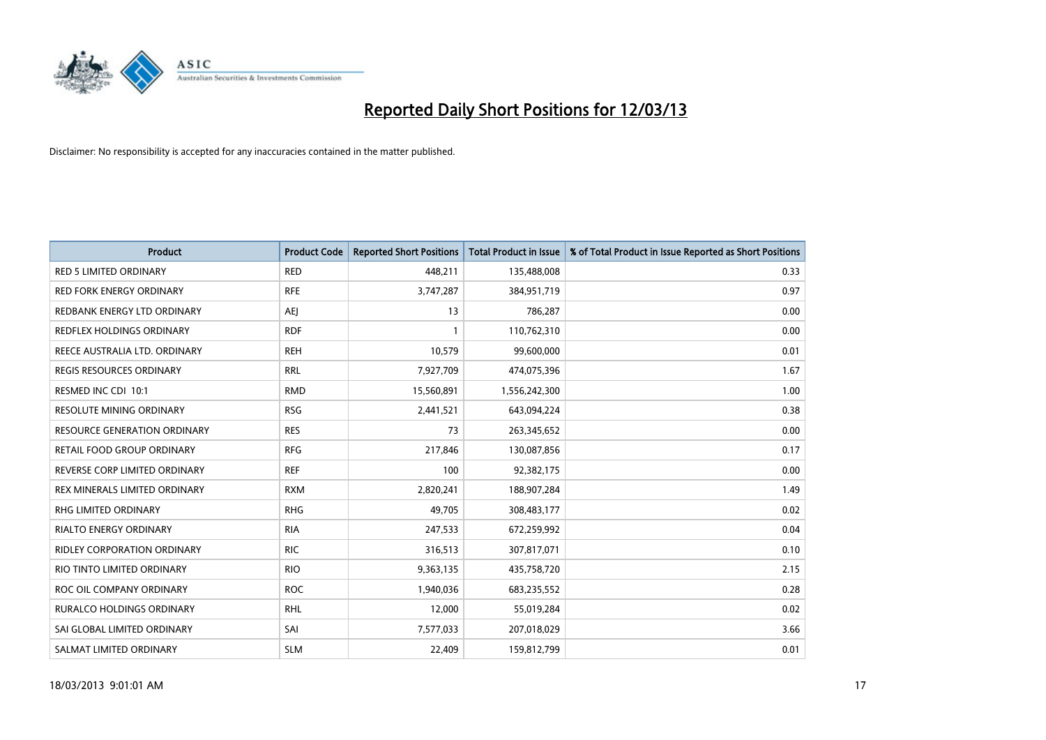# Reported Daily Short Positions for 12/03/13

Disclaimer: No responsibility is accepted for any inaccuracies contained in the matter published.

| Product | Product Code | Reported Short Positions | Total Product in Issue | % of Total Product in Issue Reported as Short Positions |
|---|---|---|---|---|
| RED 5 LIMITED ORDINARY | RED | 448,211 | 135,488,008 | 0.33 |
| RED FORK ENERGY ORDINARY | RFE | 3,747,287 | 384,951,719 | 0.97 |
| REDBANK ENERGY LTD ORDINARY | AEJ | 13 | 786,287 | 0.00 |
| REDFLEX HOLDINGS ORDINARY | RDF | 1 | 110,762,310 | 0.00 |
| REECE AUSTRALIA LTD. ORDINARY | REH | 10,579 | 99,600,000 | 0.01 |
| REGIS RESOURCES ORDINARY | RRL | 7,927,709 | 474,075,396 | 1.67 |
| RESMED INC CDI 10:1 | RMD | 15,560,891 | 1,556,242,300 | 1.00 |
| RESOLUTE MINING ORDINARY | RSG | 2,441,521 | 643,094,224 | 0.38 |
| RESOURCE GENERATION ORDINARY | RES | 73 | 263,345,652 | 0.00 |
| RETAIL FOOD GROUP ORDINARY | RFG | 217,846 | 130,087,856 | 0.17 |
| REVERSE CORP LIMITED ORDINARY | REF | 100 | 92,382,175 | 0.00 |
| REX MINERALS LIMITED ORDINARY | RXM | 2,820,241 | 188,907,284 | 1.49 |
| RHG LIMITED ORDINARY | RHG | 49,705 | 308,483,177 | 0.02 |
| RIALTO ENERGY ORDINARY | RIA | 247,533 | 672,259,992 | 0.04 |
| RIDLEY CORPORATION ORDINARY | RIC | 316,513 | 307,817,071 | 0.10 |
| RIO TINTO LIMITED ORDINARY | RIO | 9,363,135 | 435,758,720 | 2.15 |
| ROC OIL COMPANY ORDINARY | ROC | 1,940,036 | 683,235,552 | 0.28 |
| RURALCO HOLDINGS ORDINARY | RHL | 12,000 | 55,019,284 | 0.02 |
| SAI GLOBAL LIMITED ORDINARY | SAI | 7,577,033 | 207,018,029 | 3.66 |
| SALMAT LIMITED ORDINARY | SLM | 22,409 | 159,812,799 | 0.01 |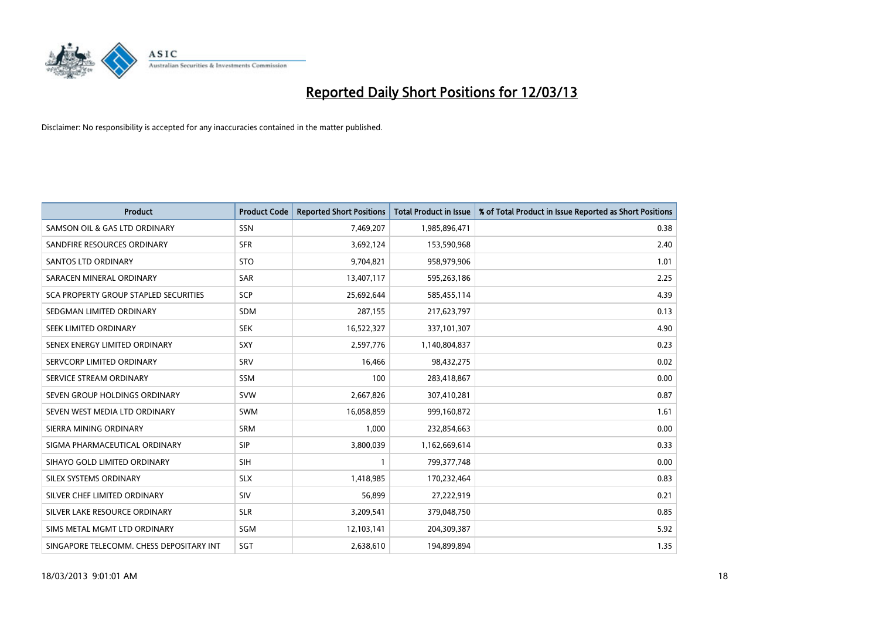# Reported Daily Short Positions for 12/03/13

Disclaimer: No responsibility is accepted for any inaccuracies contained in the matter published.

| Product | Product Code | Reported Short Positions | Total Product in Issue | % of Total Product in Issue Reported as Short Positions |
|---|---|---|---|---|
| SAMSON OIL & GAS LTD ORDINARY | SSN | 7,469,207 | 1,985,896,471 | 0.38 |
| SANDFIRE RESOURCES ORDINARY | SFR | 3,692,124 | 153,590,968 | 2.40 |
| SANTOS LTD ORDINARY | STO | 9,704,821 | 958,979,906 | 1.01 |
| SARACEN MINERAL ORDINARY | SAR | 13,407,117 | 595,263,186 | 2.25 |
| SCA PROPERTY GROUP STAPLED SECURITIES | SCP | 25,692,644 | 585,455,114 | 4.39 |
| SEDGMAN LIMITED ORDINARY | SDM | 287,155 | 217,623,797 | 0.13 |
| SEEK LIMITED ORDINARY | SEK | 16,522,327 | 337,101,307 | 4.90 |
| SENEX ENERGY LIMITED ORDINARY | SXY | 2,597,776 | 1,140,804,837 | 0.23 |
| SERVCORP LIMITED ORDINARY | SRV | 16,466 | 98,432,275 | 0.02 |
| SERVICE STREAM ORDINARY | SSM | 100 | 283,418,867 | 0.00 |
| SEVEN GROUP HOLDINGS ORDINARY | SVW | 2,667,826 | 307,410,281 | 0.87 |
| SEVEN WEST MEDIA LTD ORDINARY | SWM | 16,058,859 | 999,160,872 | 1.61 |
| SIERRA MINING ORDINARY | SRM | 1,000 | 232,854,663 | 0.00 |
| SIGMA PHARMACEUTICAL ORDINARY | SIP | 3,800,039 | 1,162,669,614 | 0.33 |
| SIHAYO GOLD LIMITED ORDINARY | SIH | 1 | 799,377,748 | 0.00 |
| SILEX SYSTEMS ORDINARY | SLX | 1,418,985 | 170,232,464 | 0.83 |
| SILVER CHEF LIMITED ORDINARY | SIV | 56,899 | 27,222,919 | 0.21 |
| SILVER LAKE RESOURCE ORDINARY | SLR | 3,209,541 | 379,048,750 | 0.85 |
| SIMS METAL MGMT LTD ORDINARY | SGM | 12,103,141 | 204,309,387 | 5.92 |
| SINGAPORE TELECOMM. CHESS DEPOSITARY INT | SGT | 2,638,610 | 194,899,894 | 1.35 |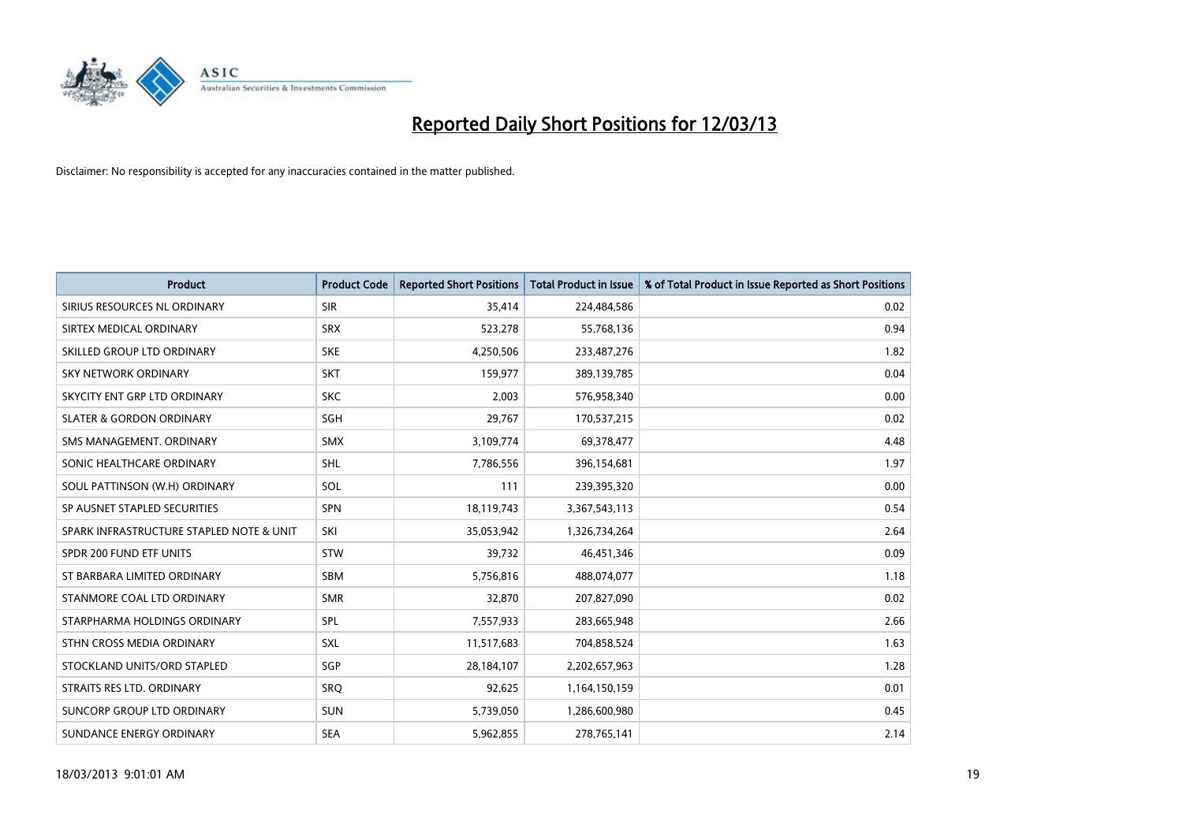# Reported Daily Short Positions for 12/03/13

Disclaimer: No responsibility is accepted for any inaccuracies contained in the matter published.

| Product | Product Code | Reported Short Positions | Total Product in Issue | % of Total Product in Issue Reported as Short Positions |
|---|---|---|---|---|
| SIRIUS RESOURCES NL ORDINARY | SIR | 35,414 | 224,484,586 | 0.02 |
| SIRTEX MEDICAL ORDINARY | SRX | 523,278 | 55,768,136 | 0.94 |
| SKILLED GROUP LTD ORDINARY | SKE | 4,250,506 | 233,487,276 | 1.82 |
| SKY NETWORK ORDINARY | SKT | 159,977 | 389,139,785 | 0.04 |
| SKYCITY ENT GRP LTD ORDINARY | SKC | 2,003 | 576,958,340 | 0.00 |
| SLATER & GORDON ORDINARY | SGH | 29,767 | 170,537,215 | 0.02 |
| SMS MANAGEMENT. ORDINARY | SMX | 3,109,774 | 69,378,477 | 4.48 |
| SONIC HEALTHCARE ORDINARY | SHL | 7,786,556 | 396,154,681 | 1.97 |
| SOUL PATTINSON (W.H) ORDINARY | SOL | 111 | 239,395,320 | 0.00 |
| SP AUSNET STAPLED SECURITIES | SPN | 18,119,743 | 3,367,543,113 | 0.54 |
| SPARK INFRASTRUCTURE STAPLED NOTE & UNIT | SKI | 35,053,942 | 1,326,734,264 | 2.64 |
| SPDR 200 FUND ETF UNITS | STW | 39,732 | 46,451,346 | 0.09 |
| ST BARBARA LIMITED ORDINARY | SBM | 5,756,816 | 488,074,077 | 1.18 |
| STANMORE COAL LTD ORDINARY | SMR | 32,870 | 207,827,090 | 0.02 |
| STARPHARMA HOLDINGS ORDINARY | SPL | 7,557,933 | 283,665,948 | 2.66 |
| STHN CROSS MEDIA ORDINARY | SXL | 11,517,683 | 704,858,524 | 1.63 |
| STOCKLAND UNITS/ORD STAPLED | SGP | 28,184,107 | 2,202,657,963 | 1.28 |
| STRAITS RES LTD. ORDINARY | SRQ | 92,625 | 1,164,150,159 | 0.01 |
| SUNCORP GROUP LTD ORDINARY | SUN | 5,739,050 | 1,286,600,980 | 0.45 |
| SUNDANCE ENERGY ORDINARY | SEA | 5,962,855 | 278,765,141 | 2.14 |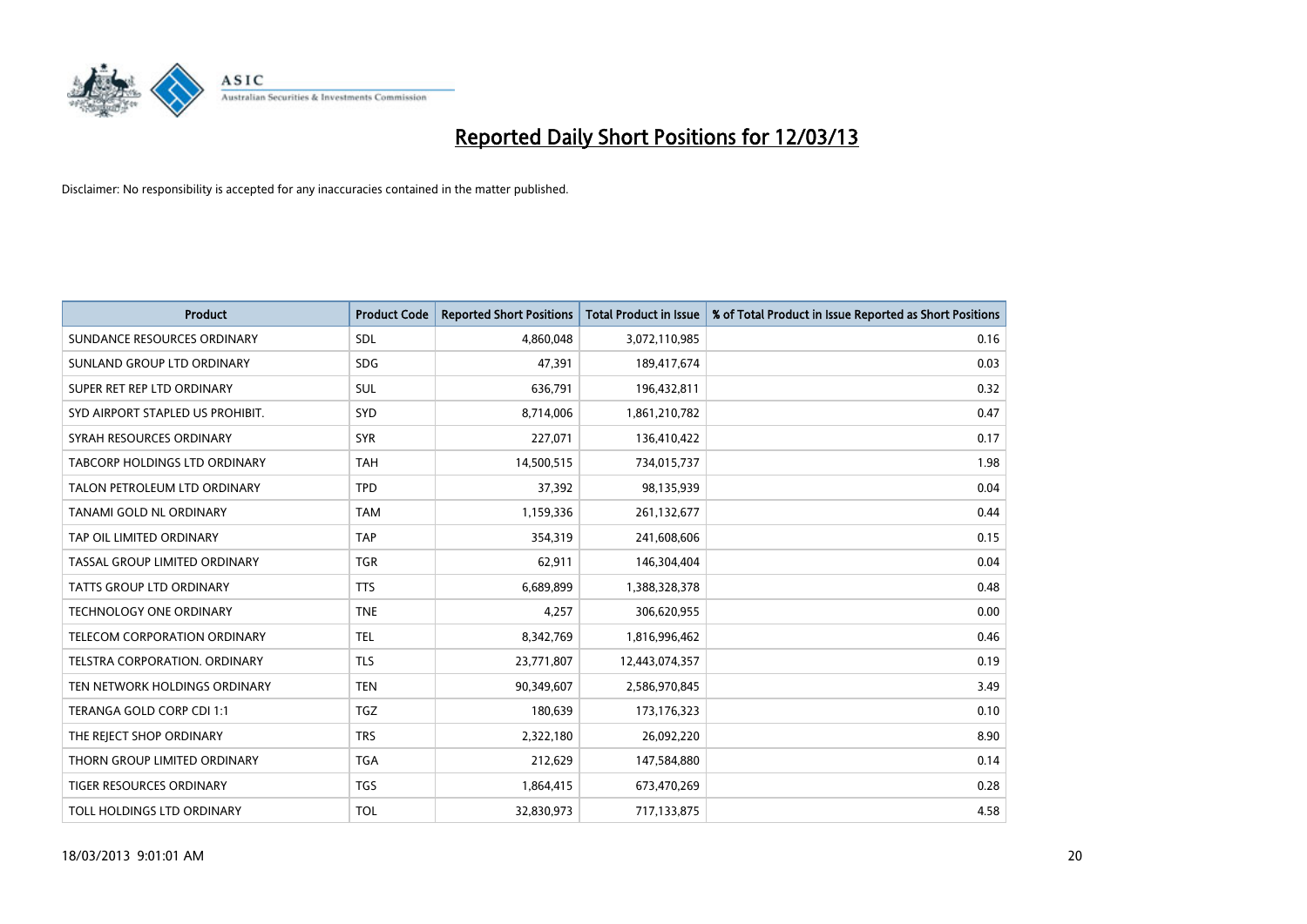# Reported Daily Short Positions for 12/03/13

Disclaimer: No responsibility is accepted for any inaccuracies contained in the matter published.

| Product | Product Code | Reported Short Positions | Total Product in Issue | % of Total Product in Issue Reported as Short Positions |
|---|---|---|---|---|
| SUNDANCE RESOURCES ORDINARY | SDL | 4,860,048 | 3,072,110,985 | 0.16 |
| SUNLAND GROUP LTD ORDINARY | SDG | 47,391 | 189,417,674 | 0.03 |
| SUPER RET REP LTD ORDINARY | SUL | 636,791 | 196,432,811 | 0.32 |
| SYD AIRPORT STAPLED US PROHIBIT. | SYD | 8,714,006 | 1,861,210,782 | 0.47 |
| SYRAH RESOURCES ORDINARY | SYR | 227,071 | 136,410,422 | 0.17 |
| TABCORP HOLDINGS LTD ORDINARY | TAH | 14,500,515 | 734,015,737 | 1.98 |
| TALON PETROLEUM LTD ORDINARY | TPD | 37,392 | 98,135,939 | 0.04 |
| TANAMI GOLD NL ORDINARY | TAM | 1,159,336 | 261,132,677 | 0.44 |
| TAP OIL LIMITED ORDINARY | TAP | 354,319 | 241,608,606 | 0.15 |
| TASSAL GROUP LIMITED ORDINARY | TGR | 62,911 | 146,304,404 | 0.04 |
| TATTS GROUP LTD ORDINARY | TTS | 6,689,899 | 1,388,328,378 | 0.48 |
| TECHNOLOGY ONE ORDINARY | TNE | 4,257 | 306,620,955 | 0.00 |
| TELECOM CORPORATION ORDINARY | TEL | 8,342,769 | 1,816,996,462 | 0.46 |
| TELSTRA CORPORATION. ORDINARY | TLS | 23,771,807 | 12,443,074,357 | 0.19 |
| TEN NETWORK HOLDINGS ORDINARY | TEN | 90,349,607 | 2,586,970,845 | 3.49 |
| TERANGA GOLD CORP CDI 1:1 | TGZ | 180,639 | 173,176,323 | 0.10 |
| THE REJECT SHOP ORDINARY | TRS | 2,322,180 | 26,092,220 | 8.90 |
| THORN GROUP LIMITED ORDINARY | TGA | 212,629 | 147,584,880 | 0.14 |
| TIGER RESOURCES ORDINARY | TGS | 1,864,415 | 673,470,269 | 0.28 |
| TOLL HOLDINGS LTD ORDINARY | TOL | 32,830,973 | 717,133,875 | 4.58 |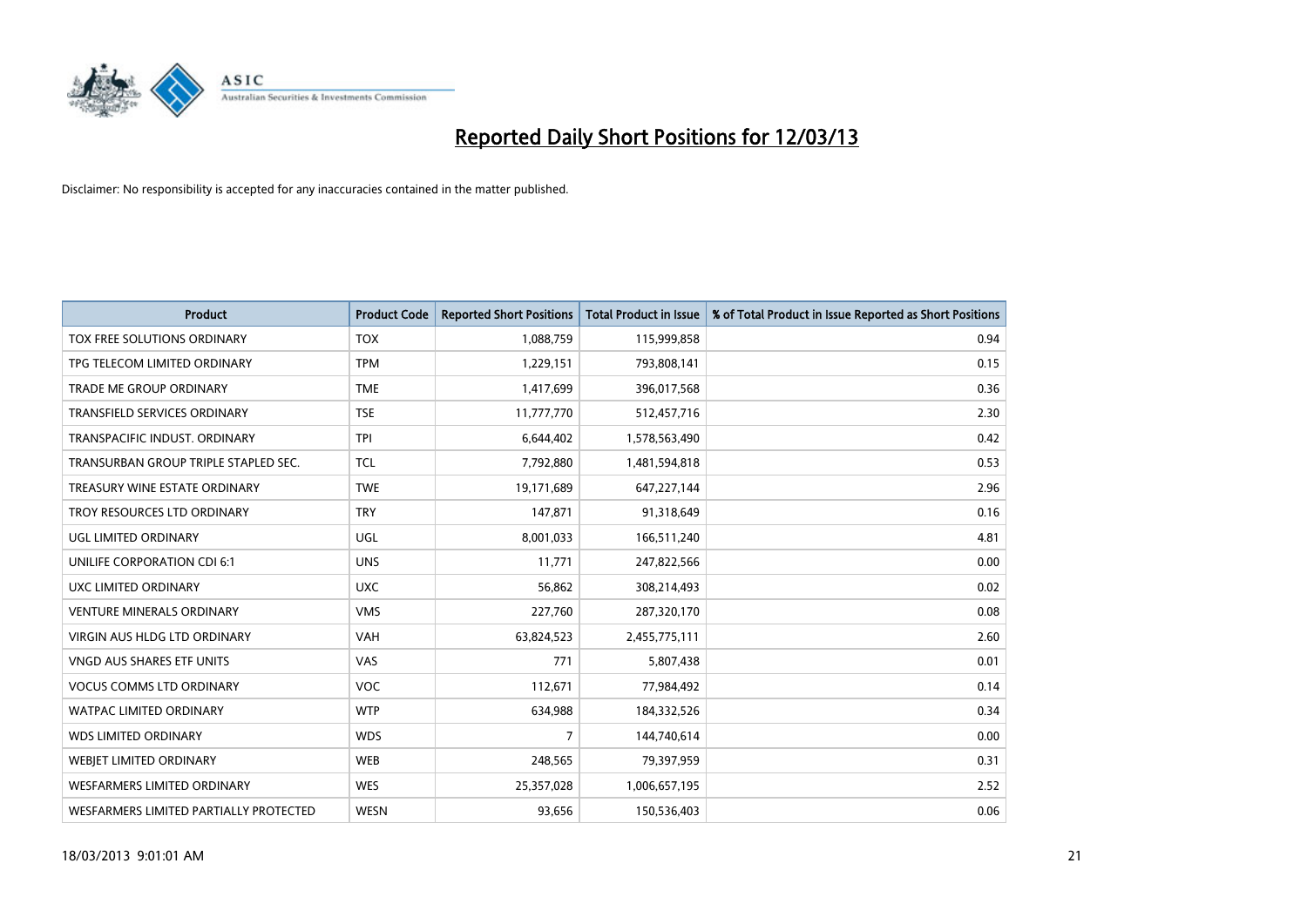# Reported Daily Short Positions for 12/03/13

Disclaimer: No responsibility is accepted for any inaccuracies contained in the matter published.

| Product | Product Code | Reported Short Positions | Total Product in Issue | % of Total Product in Issue Reported as Short Positions |
|---|---|---|---|---|
| TOX FREE SOLUTIONS ORDINARY | TOX | 1,088,759 | 115,999,858 | 0.94 |
| TPG TELECOM LIMITED ORDINARY | TPM | 1,229,151 | 793,808,141 | 0.15 |
| TRADE ME GROUP ORDINARY | TME | 1,417,699 | 396,017,568 | 0.36 |
| TRANSFIELD SERVICES ORDINARY | TSE | 11,777,770 | 512,457,716 | 2.30 |
| TRANSPACIFIC INDUST. ORDINARY | TPI | 6,644,402 | 1,578,563,490 | 0.42 |
| TRANSURBAN GROUP TRIPLE STAPLED SEC. | TCL | 7,792,880 | 1,481,594,818 | 0.53 |
| TREASURY WINE ESTATE ORDINARY | TWE | 19,171,689 | 647,227,144 | 2.96 |
| TROY RESOURCES LTD ORDINARY | TRY | 147,871 | 91,318,649 | 0.16 |
| UGL LIMITED ORDINARY | UGL | 8,001,033 | 166,511,240 | 4.81 |
| UNILIFE CORPORATION CDI 6:1 | UNS | 11,771 | 247,822,566 | 0.00 |
| UXC LIMITED ORDINARY | UXC | 56,862 | 308,214,493 | 0.02 |
| VENTURE MINERALS ORDINARY | VMS | 227,760 | 287,320,170 | 0.08 |
| VIRGIN AUS HLDG LTD ORDINARY | VAH | 63,824,523 | 2,455,775,111 | 2.60 |
| VNGD AUS SHARES ETF UNITS | VAS | 771 | 5,807,438 | 0.01 |
| VOCUS COMMS LTD ORDINARY | VOC | 112,671 | 77,984,492 | 0.14 |
| WATPAC LIMITED ORDINARY | WTP | 634,988 | 184,332,526 | 0.34 |
| WDS LIMITED ORDINARY | WDS | 7 | 144,740,614 | 0.00 |
| WEBJET LIMITED ORDINARY | WEB | 248,565 | 79,397,959 | 0.31 |
| WESFARMERS LIMITED ORDINARY | WES | 25,357,028 | 1,006,657,195 | 2.52 |
| WESFARMERS LIMITED PARTIALLY PROTECTED | WESN | 93,656 | 150,536,403 | 0.06 |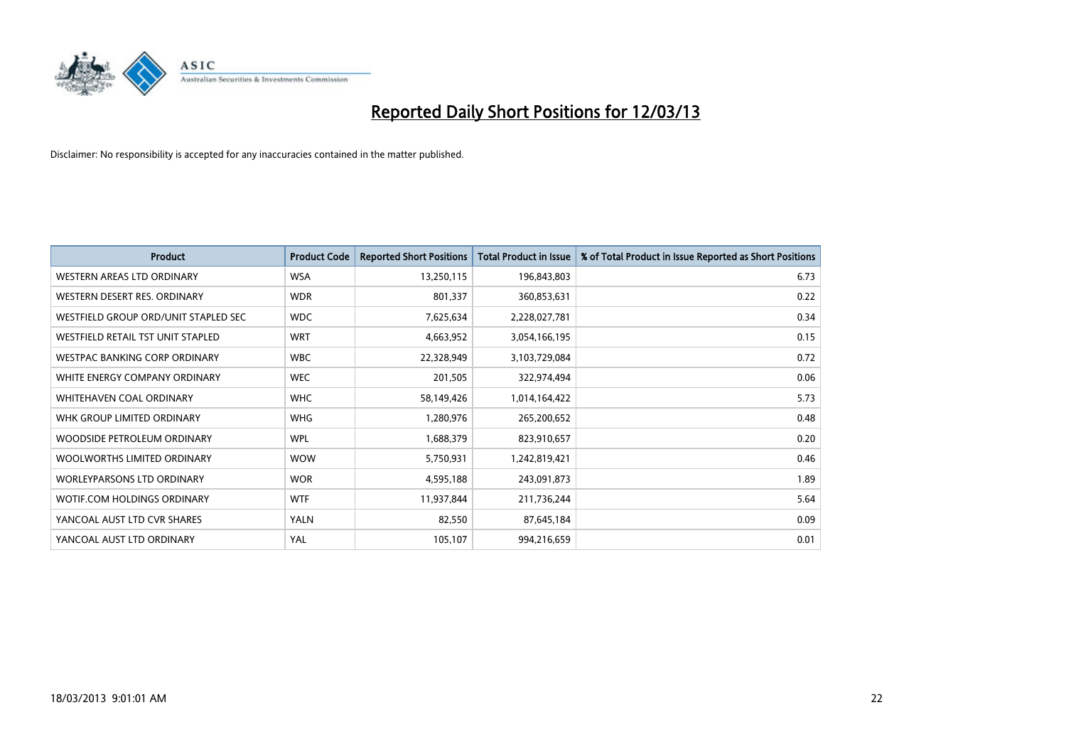# Reported Daily Short Positions for 12/03/13

Disclaimer: No responsibility is accepted for any inaccuracies contained in the matter published.

| Product | Product Code | Reported Short Positions | Total Product in Issue | % of Total Product in Issue Reported as Short Positions |
|---|---|---|---|---|
| WESTERN AREAS LTD ORDINARY | WSA | 13,250,115 | 196,843,803 | 6.73 |
| WESTERN DESERT RES. ORDINARY | WDR | 801,337 | 360,853,631 | 0.22 |
| WESTFIELD GROUP ORD/UNIT STAPLED SEC | WDC | 7,625,634 | 2,228,027,781 | 0.34 |
| WESTFIELD RETAIL TST UNIT STAPLED | WRT | 4,663,952 | 3,054,166,195 | 0.15 |
| WESTPAC BANKING CORP ORDINARY | WBC | 22,328,949 | 3,103,729,084 | 0.72 |
| WHITE ENERGY COMPANY ORDINARY | WEC | 201,505 | 322,974,494 | 0.06 |
| WHITEHAVEN COAL ORDINARY | WHC | 58,149,426 | 1,014,164,422 | 5.73 |
| WHK GROUP LIMITED ORDINARY | WHG | 1,280,976 | 265,200,652 | 0.48 |
| WOODSIDE PETROLEUM ORDINARY | WPL | 1,688,379 | 823,910,657 | 0.20 |
| WOOLWORTHS LIMITED ORDINARY | WOW | 5,750,931 | 1,242,819,421 | 0.46 |
| WORLEYPARSONS LTD ORDINARY | WOR | 4,595,188 | 243,091,873 | 1.89 |
| WOTIF.COM HOLDINGS ORDINARY | WTF | 11,937,844 | 211,736,244 | 5.64 |
| YANCOAL AUST LTD CVR SHARES | YALN | 82,550 | 87,645,184 | 0.09 |
| YANCOAL AUST LTD ORDINARY | YAL | 105,107 | 994,216,659 | 0.01 |